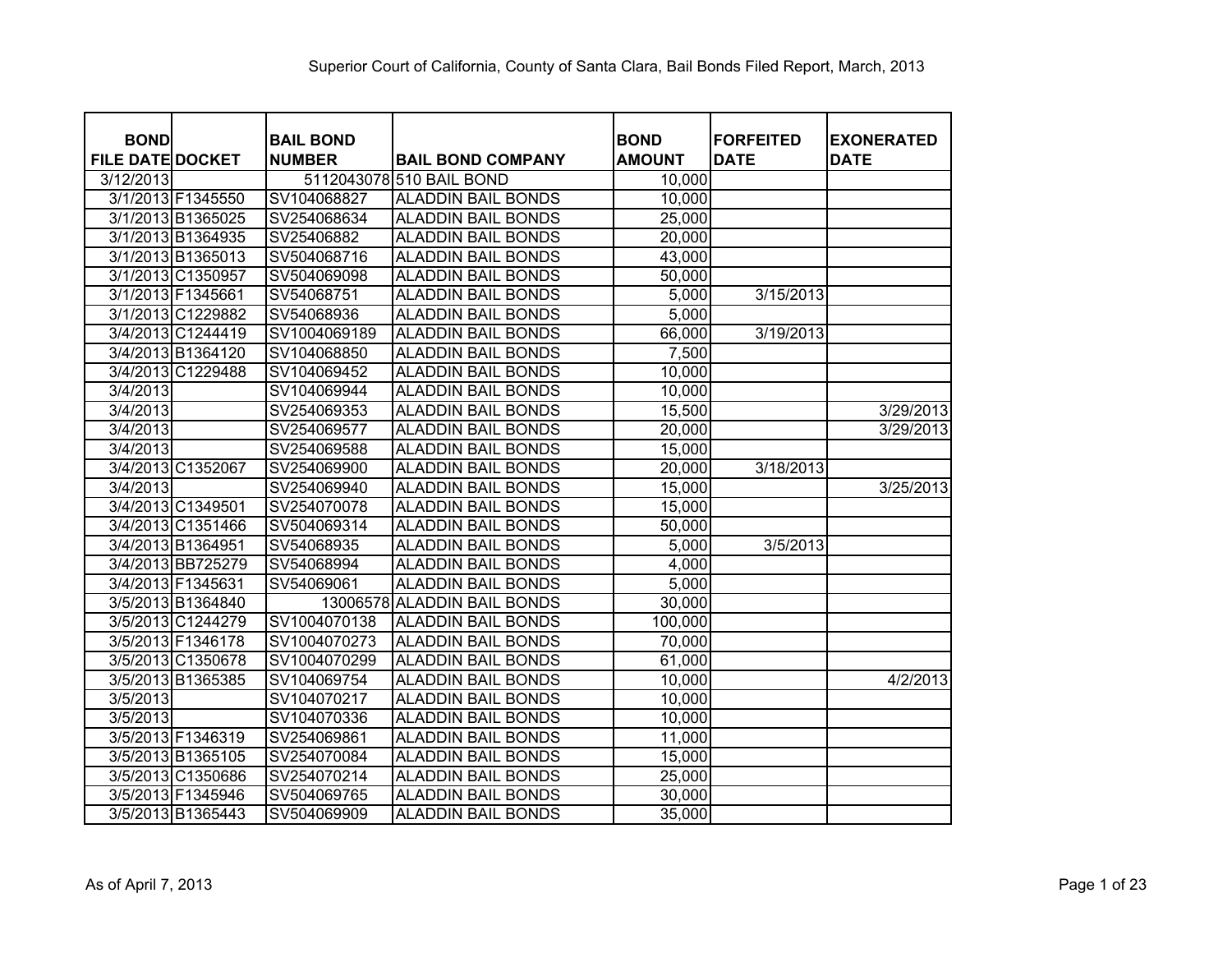# Superior Court of California, County of Santa Clara, Bail Bonds Filed Report, March, 2013

| BOND FILE DATE | DOCKET | BAIL BOND NUMBER | BAIL BOND COMPANY | BOND AMOUNT | FORFEITED DATE | EXONERATED DATE |
|---|---|---|---|---|---|---|
| 3/12/2013 | | 5112043078 | 510 BAIL BOND | 10,000 | | |
| 3/1/2013 | F1345550 | SV104068827 | ALADDIN BAIL BONDS | 10,000 | | |
| 3/1/2013 | B1365025 | SV254068634 | ALADDIN BAIL BONDS | 25,000 | | |
| 3/1/2013 | B1364935 | SV25406882 | ALADDIN BAIL BONDS | 20,000 | | |
| 3/1/2013 | B1365013 | SV504068716 | ALADDIN BAIL BONDS | 43,000 | | |
| 3/1/2013 | C1350957 | SV504069098 | ALADDIN BAIL BONDS | 50,000 | | |
| 3/1/2013 | F1345661 | SV54068751 | ALADDIN BAIL BONDS | 5,000 | 3/15/2013 | |
| 3/1/2013 | C1229882 | SV54068936 | ALADDIN BAIL BONDS | 5,000 | | |
| 3/4/2013 | C1244419 | SV1004069189 | ALADDIN BAIL BONDS | 66,000 | 3/19/2013 | |
| 3/4/2013 | B1364120 | SV104068850 | ALADDIN BAIL BONDS | 7,500 | | |
| 3/4/2013 | C1229488 | SV104069452 | ALADDIN BAIL BONDS | 10,000 | | |
| 3/4/2013 | | SV104069944 | ALADDIN BAIL BONDS | 10,000 | | |
| 3/4/2013 | | SV254069353 | ALADDIN BAIL BONDS | 15,500 | | 3/29/2013 |
| 3/4/2013 | | SV254069577 | ALADDIN BAIL BONDS | 20,000 | | 3/29/2013 |
| 3/4/2013 | | SV254069588 | ALADDIN BAIL BONDS | 15,000 | | |
| 3/4/2013 | C1352067 | SV254069900 | ALADDIN BAIL BONDS | 20,000 | 3/18/2013 | |
| 3/4/2013 | | SV254069940 | ALADDIN BAIL BONDS | 15,000 | | 3/25/2013 |
| 3/4/2013 | C1349501 | SV254070078 | ALADDIN BAIL BONDS | 15,000 | | |
| 3/4/2013 | C1351466 | SV504069314 | ALADDIN BAIL BONDS | 50,000 | | |
| 3/4/2013 | B1364951 | SV54068935 | ALADDIN BAIL BONDS | 5,000 | 3/5/2013 | |
| 3/4/2013 | BB725279 | SV54068994 | ALADDIN BAIL BONDS | 4,000 | | |
| 3/4/2013 | F1345631 | SV54069061 | ALADDIN BAIL BONDS | 5,000 | | |
| 3/5/2013 | B1364840 | 13006578 | ALADDIN BAIL BONDS | 30,000 | | |
| 3/5/2013 | C1244279 | SV1004070138 | ALADDIN BAIL BONDS | 100,000 | | |
| 3/5/2013 | F1346178 | SV1004070273 | ALADDIN BAIL BONDS | 70,000 | | |
| 3/5/2013 | C1350678 | SV1004070299 | ALADDIN BAIL BONDS | 61,000 | | |
| 3/5/2013 | B1365385 | SV104069754 | ALADDIN BAIL BONDS | 10,000 | | 4/2/2013 |
| 3/5/2013 | | SV104070217 | ALADDIN BAIL BONDS | 10,000 | | |
| 3/5/2013 | | SV104070336 | ALADDIN BAIL BONDS | 10,000 | | |
| 3/5/2013 | F1346319 | SV254069861 | ALADDIN BAIL BONDS | 11,000 | | |
| 3/5/2013 | B1365105 | SV254070084 | ALADDIN BAIL BONDS | 15,000 | | |
| 3/5/2013 | C1350686 | SV254070214 | ALADDIN BAIL BONDS | 25,000 | | |
| 3/5/2013 | F1345946 | SV504069765 | ALADDIN BAIL BONDS | 30,000 | | |
| 3/5/2013 | B1365443 | SV504069909 | ALADDIN BAIL BONDS | 35,000 | | |

As of April 7, 2013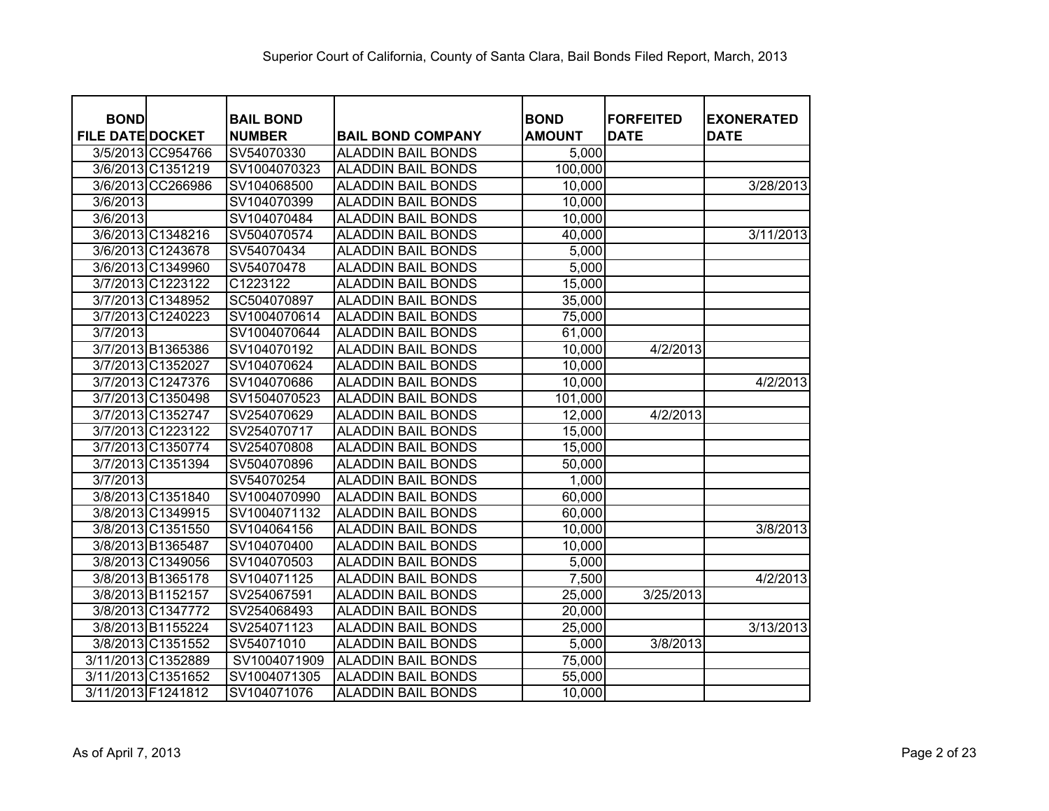# Superior Court of California, County of Santa Clara, Bail Bonds Filed Report, March, 2013

| BOND FILE DATE | DOCKET | BAIL BOND NUMBER | BAIL BOND COMPANY | BOND AMOUNT | FORFEITED DATE | EXONERATED DATE |
|---|---|---|---|---|---|---|
| 3/5/2013 | CC954766 | SV54070330 | ALADDIN BAIL BONDS | 5,000 | | |
| 3/6/2013 | C1351219 | SV1004070323 | ALADDIN BAIL BONDS | 100,000 | | |
| 3/6/2013 | CC266986 | SV104068500 | ALADDIN BAIL BONDS | 10,000 | | 3/28/2013 |
| 3/6/2013 | | SV104070399 | ALADDIN BAIL BONDS | 10,000 | | |
| 3/6/2013 | | SV104070484 | ALADDIN BAIL BONDS | 10,000 | | |
| 3/6/2013 | C1348216 | SV504070574 | ALADDIN BAIL BONDS | 40,000 | | 3/11/2013 |
| 3/6/2013 | C1243678 | SV54070434 | ALADDIN BAIL BONDS | 5,000 | | |
| 3/6/2013 | C1349960 | SV54070478 | ALADDIN BAIL BONDS | 5,000 | | |
| 3/7/2013 | C1223122 | C1223122 | ALADDIN BAIL BONDS | 15,000 | | |
| 3/7/2013 | C1348952 | SC504070897 | ALADDIN BAIL BONDS | 35,000 | | |
| 3/7/2013 | C1240223 | SV1004070614 | ALADDIN BAIL BONDS | 75,000 | | |
| 3/7/2013 | | SV1004070644 | ALADDIN BAIL BONDS | 61,000 | | |
| 3/7/2013 | B1365386 | SV104070192 | ALADDIN BAIL BONDS | 10,000 | 4/2/2013 | |
| 3/7/2013 | C1352027 | SV104070624 | ALADDIN BAIL BONDS | 10,000 | | |
| 3/7/2013 | C1247376 | SV104070686 | ALADDIN BAIL BONDS | 10,000 | | 4/2/2013 |
| 3/7/2013 | C1350498 | SV1504070523 | ALADDIN BAIL BONDS | 101,000 | | |
| 3/7/2013 | C1352747 | SV254070629 | ALADDIN BAIL BONDS | 12,000 | 4/2/2013 | |
| 3/7/2013 | C1223122 | SV254070717 | ALADDIN BAIL BONDS | 15,000 | | |
| 3/7/2013 | C1350774 | SV254070808 | ALADDIN BAIL BONDS | 15,000 | | |
| 3/7/2013 | C1351394 | SV504070896 | ALADDIN BAIL BONDS | 50,000 | | |
| 3/7/2013 | | SV54070254 | ALADDIN BAIL BONDS | 1,000 | | |
| 3/8/2013 | C1351840 | SV1004070990 | ALADDIN BAIL BONDS | 60,000 | | |
| 3/8/2013 | C1349915 | SV1004071132 | ALADDIN BAIL BONDS | 60,000 | | |
| 3/8/2013 | C1351550 | SV104064156 | ALADDIN BAIL BONDS | 10,000 | | 3/8/2013 |
| 3/8/2013 | B1365487 | SV104070400 | ALADDIN BAIL BONDS | 10,000 | | |
| 3/8/2013 | C1349056 | SV104070503 | ALADDIN BAIL BONDS | 5,000 | | |
| 3/8/2013 | B1365178 | SV104071125 | ALADDIN BAIL BONDS | 7,500 | | 4/2/2013 |
| 3/8/2013 | B1152157 | SV254067591 | ALADDIN BAIL BONDS | 25,000 | 3/25/2013 | |
| 3/8/2013 | C1347772 | SV254068493 | ALADDIN BAIL BONDS | 20,000 | | |
| 3/8/2013 | B1155224 | SV254071123 | ALADDIN BAIL BONDS | 25,000 | | 3/13/2013 |
| 3/8/2013 | C1351552 | SV54071010 | ALADDIN BAIL BONDS | 5,000 | 3/8/2013 | |
| 3/11/2013 | C1352889 | SV1004071909 | ALADDIN BAIL BONDS | 75,000 | | |
| 3/11/2013 | C1351652 | SV1004071305 | ALADDIN BAIL BONDS | 55,000 | | |
| 3/11/2013 | F1241812 | SV104071076 | ALADDIN BAIL BONDS | 10,000 | | |

As of April 7, 2013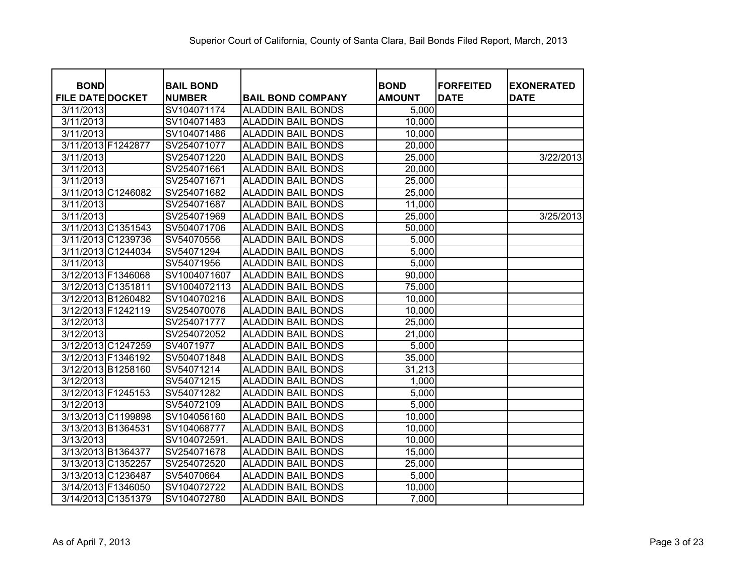Superior Court of California, County of Santa Clara, Bail Bonds Filed Report, March, 2013

| BOND FILE DATE | DOCKET | BAIL BOND NUMBER | BAIL BOND COMPANY | BOND AMOUNT | FORFEITED DATE | EXONERATED DATE |
|---|---|---|---|---|---|---|
| 3/11/2013 | | SV104071174 | ALADDIN BAIL BONDS | 5,000 | | |
| 3/11/2013 | | SV104071483 | ALADDIN BAIL BONDS | 10,000 | | |
| 3/11/2013 | | SV104071486 | ALADDIN BAIL BONDS | 10,000 | | |
| 3/11/2013 | F1242877 | SV254071077 | ALADDIN BAIL BONDS | 20,000 | | |
| 3/11/2013 | | SV254071220 | ALADDIN BAIL BONDS | 25,000 | | 3/22/2013 |
| 3/11/2013 | | SV254071661 | ALADDIN BAIL BONDS | 20,000 | | |
| 3/11/2013 | | SV254071671 | ALADDIN BAIL BONDS | 25,000 | | |
| 3/11/2013 | C1246082 | SV254071682 | ALADDIN BAIL BONDS | 25,000 | | |
| 3/11/2013 | | SV254071687 | ALADDIN BAIL BONDS | 11,000 | | |
| 3/11/2013 | | SV254071969 | ALADDIN BAIL BONDS | 25,000 | | 3/25/2013 |
| 3/11/2013 | C1351543 | SV504071706 | ALADDIN BAIL BONDS | 50,000 | | |
| 3/11/2013 | C1239736 | SV54070556 | ALADDIN BAIL BONDS | 5,000 | | |
| 3/11/2013 | C1244034 | SV54071294 | ALADDIN BAIL BONDS | 5,000 | | |
| 3/11/2013 | | SV54071956 | ALADDIN BAIL BONDS | 5,000 | | |
| 3/12/2013 | F1346068 | SV1004071607 | ALADDIN BAIL BONDS | 90,000 | | |
| 3/12/2013 | C1351811 | SV1004072113 | ALADDIN BAIL BONDS | 75,000 | | |
| 3/12/2013 | B1260482 | SV104070216 | ALADDIN BAIL BONDS | 10,000 | | |
| 3/12/2013 | F1242119 | SV254070076 | ALADDIN BAIL BONDS | 10,000 | | |
| 3/12/2013 | | SV254071777 | ALADDIN BAIL BONDS | 25,000 | | |
| 3/12/2013 | | SV254072052 | ALADDIN BAIL BONDS | 21,000 | | |
| 3/12/2013 | C1247259 | SV4071977 | ALADDIN BAIL BONDS | 5,000 | | |
| 3/12/2013 | F1346192 | SV504071848 | ALADDIN BAIL BONDS | 35,000 | | |
| 3/12/2013 | B1258160 | SV54071214 | ALADDIN BAIL BONDS | 31,213 | | |
| 3/12/2013 | | SV54071215 | ALADDIN BAIL BONDS | 1,000 | | |
| 3/12/2013 | F1245153 | SV54071282 | ALADDIN BAIL BONDS | 5,000 | | |
| 3/12/2013 | | SV54072109 | ALADDIN BAIL BONDS | 5,000 | | |
| 3/13/2013 | C1199898 | SV104056160 | ALADDIN BAIL BONDS | 10,000 | | |
| 3/13/2013 | B1364531 | SV104068777 | ALADDIN BAIL BONDS | 10,000 | | |
| 3/13/2013 | | SV104072591. | ALADDIN BAIL BONDS | 10,000 | | |
| 3/13/2013 | B1364377 | SV254071678 | ALADDIN BAIL BONDS | 15,000 | | |
| 3/13/2013 | C1352257 | SV254072520 | ALADDIN BAIL BONDS | 25,000 | | |
| 3/13/2013 | C1236487 | SV54070664 | ALADDIN BAIL BONDS | 5,000 | | |
| 3/14/2013 | F1346050 | SV104072722 | ALADDIN BAIL BONDS | 10,000 | | |
| 3/14/2013 | C1351379 | SV104072780 | ALADDIN BAIL BONDS | 7,000 | | |

As of April 7, 2013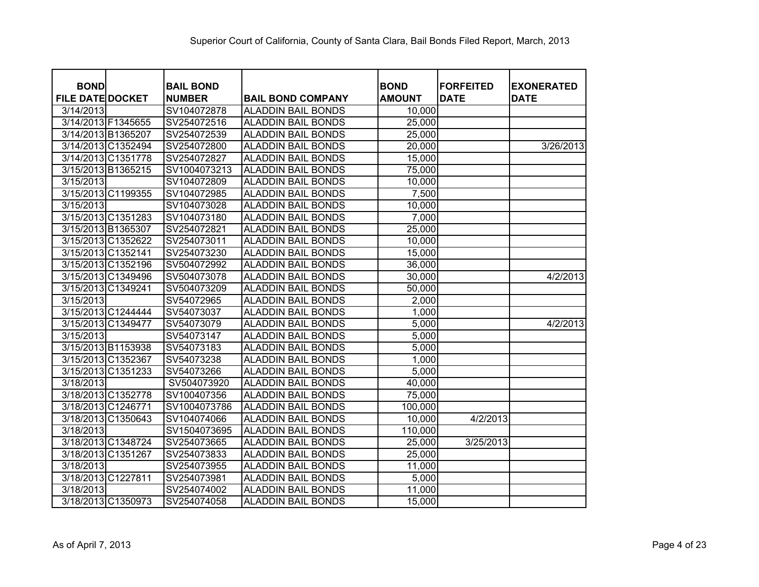Superior Court of California, County of Santa Clara, Bail Bonds Filed Report, March, 2013

| BOND FILE DATE | DOCKET | BAIL BOND NUMBER | BAIL BOND COMPANY | BOND AMOUNT | FORFEITED DATE | EXONERATED DATE |
|---|---|---|---|---|---|---|
| 3/14/2013 | | SV104072878 | ALADDIN BAIL BONDS | 10,000 | | |
| 3/14/2013 | F1345655 | SV254072516 | ALADDIN BAIL BONDS | 25,000 | | |
| 3/14/2013 | B1365207 | SV254072539 | ALADDIN BAIL BONDS | 25,000 | | |
| 3/14/2013 | C1352494 | SV254072800 | ALADDIN BAIL BONDS | 20,000 | | 3/26/2013 |
| 3/14/2013 | C1351778 | SV254072827 | ALADDIN BAIL BONDS | 15,000 | | |
| 3/15/2013 | B1365215 | SV1004073213 | ALADDIN BAIL BONDS | 75,000 | | |
| 3/15/2013 | | SV104072809 | ALADDIN BAIL BONDS | 10,000 | | |
| 3/15/2013 | C1199355 | SV104072985 | ALADDIN BAIL BONDS | 7,500 | | |
| 3/15/2013 | | SV104073028 | ALADDIN BAIL BONDS | 10,000 | | |
| 3/15/2013 | C1351283 | SV104073180 | ALADDIN BAIL BONDS | 7,000 | | |
| 3/15/2013 | B1365307 | SV254072821 | ALADDIN BAIL BONDS | 25,000 | | |
| 3/15/2013 | C1352622 | SV254073011 | ALADDIN BAIL BONDS | 10,000 | | |
| 3/15/2013 | C1352141 | SV254073230 | ALADDIN BAIL BONDS | 15,000 | | |
| 3/15/2013 | C1352196 | SV504072992 | ALADDIN BAIL BONDS | 36,000 | | |
| 3/15/2013 | C1349496 | SV504073078 | ALADDIN BAIL BONDS | 30,000 | | 4/2/2013 |
| 3/15/2013 | C1349241 | SV504073209 | ALADDIN BAIL BONDS | 50,000 | | |
| 3/15/2013 | | SV54072965 | ALADDIN BAIL BONDS | 2,000 | | |
| 3/15/2013 | C1244444 | SV54073037 | ALADDIN BAIL BONDS | 1,000 | | |
| 3/15/2013 | C1349477 | SV54073079 | ALADDIN BAIL BONDS | 5,000 | | 4/2/2013 |
| 3/15/2013 | | SV54073147 | ALADDIN BAIL BONDS | 5,000 | | |
| 3/15/2013 | B1153938 | SV54073183 | ALADDIN BAIL BONDS | 5,000 | | |
| 3/15/2013 | C1352367 | SV54073238 | ALADDIN BAIL BONDS | 1,000 | | |
| 3/15/2013 | C1351233 | SV54073266 | ALADDIN BAIL BONDS | 5,000 | | |
| 3/18/2013 | | SV504073920 | ALADDIN BAIL BONDS | 40,000 | | |
| 3/18/2013 | C1352778 | SV100407356 | ALADDIN BAIL BONDS | 75,000 | | |
| 3/18/2013 | C1246771 | SV1004073786 | ALADDIN BAIL BONDS | 100,000 | | |
| 3/18/2013 | C1350643 | SV104074066 | ALADDIN BAIL BONDS | 10,000 | 4/2/2013 | |
| 3/18/2013 | | SV1504073695 | ALADDIN BAIL BONDS | 110,000 | | |
| 3/18/2013 | C1348724 | SV254073665 | ALADDIN BAIL BONDS | 25,000 | 3/25/2013 | |
| 3/18/2013 | C1351267 | SV254073833 | ALADDIN BAIL BONDS | 25,000 | | |
| 3/18/2013 | | SV254073955 | ALADDIN BAIL BONDS | 11,000 | | |
| 3/18/2013 | C1227811 | SV254073981 | ALADDIN BAIL BONDS | 5,000 | | |
| 3/18/2013 | | SV254074002 | ALADDIN BAIL BONDS | 11,000 | | |
| 3/18/2013 | C1350973 | SV254074058 | ALADDIN BAIL BONDS | 15,000 | | |

As of April 7, 2013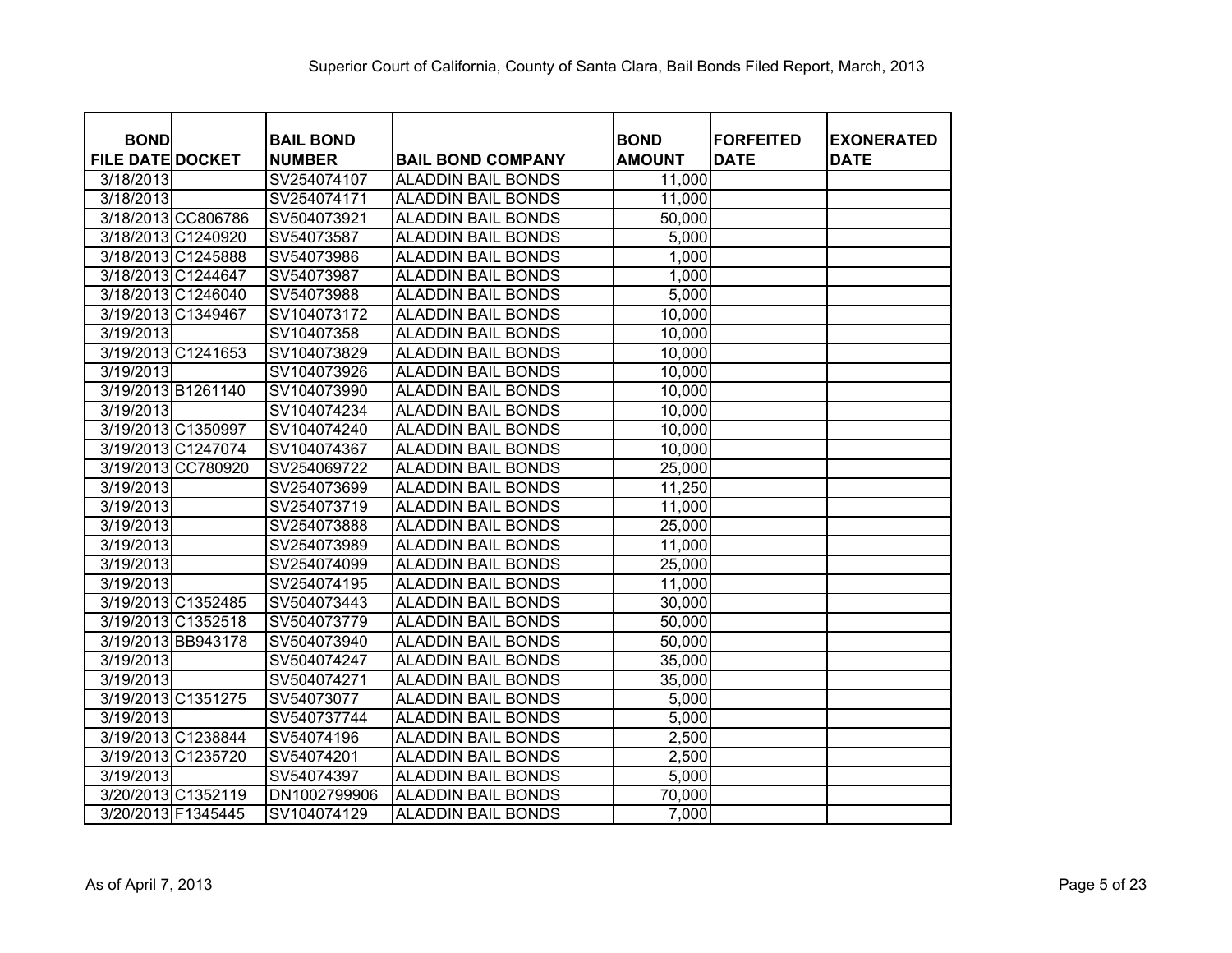Superior Court of California, County of Santa Clara, Bail Bonds Filed Report, March, 2013

| BOND FILE DATE | DOCKET | BAIL BOND NUMBER | BAIL BOND COMPANY | BOND AMOUNT | FORFEITED DATE | EXONERATED DATE |
|---|---|---|---|---|---|---|
| 3/18/2013 | | SV254074107 | ALADDIN BAIL BONDS | 11,000 | | |
| 3/18/2013 | | SV254074171 | ALADDIN BAIL BONDS | 11,000 | | |
| 3/18/2013 | CC806786 | SV504073921 | ALADDIN BAIL BONDS | 50,000 | | |
| 3/18/2013 | C1240920 | SV54073587 | ALADDIN BAIL BONDS | 5,000 | | |
| 3/18/2013 | C1245888 | SV54073986 | ALADDIN BAIL BONDS | 1,000 | | |
| 3/18/2013 | C1244647 | SV54073987 | ALADDIN BAIL BONDS | 1,000 | | |
| 3/18/2013 | C1246040 | SV54073988 | ALADDIN BAIL BONDS | 5,000 | | |
| 3/19/2013 | C1349467 | SV104073172 | ALADDIN BAIL BONDS | 10,000 | | |
| 3/19/2013 | | SV10407358 | ALADDIN BAIL BONDS | 10,000 | | |
| 3/19/2013 | C1241653 | SV104073829 | ALADDIN BAIL BONDS | 10,000 | | |
| 3/19/2013 | | SV104073926 | ALADDIN BAIL BONDS | 10,000 | | |
| 3/19/2013 | B1261140 | SV104073990 | ALADDIN BAIL BONDS | 10,000 | | |
| 3/19/2013 | | SV104074234 | ALADDIN BAIL BONDS | 10,000 | | |
| 3/19/2013 | C1350997 | SV104074240 | ALADDIN BAIL BONDS | 10,000 | | |
| 3/19/2013 | C1247074 | SV104074367 | ALADDIN BAIL BONDS | 10,000 | | |
| 3/19/2013 | CC780920 | SV254069722 | ALADDIN BAIL BONDS | 25,000 | | |
| 3/19/2013 | | SV254073699 | ALADDIN BAIL BONDS | 11,250 | | |
| 3/19/2013 | | SV254073719 | ALADDIN BAIL BONDS | 11,000 | | |
| 3/19/2013 | | SV254073888 | ALADDIN BAIL BONDS | 25,000 | | |
| 3/19/2013 | | SV254073989 | ALADDIN BAIL BONDS | 11,000 | | |
| 3/19/2013 | | SV254074099 | ALADDIN BAIL BONDS | 25,000 | | |
| 3/19/2013 | | SV254074195 | ALADDIN BAIL BONDS | 11,000 | | |
| 3/19/2013 | C1352485 | SV504073443 | ALADDIN BAIL BONDS | 30,000 | | |
| 3/19/2013 | C1352518 | SV504073779 | ALADDIN BAIL BONDS | 50,000 | | |
| 3/19/2013 | BB943178 | SV504073940 | ALADDIN BAIL BONDS | 50,000 | | |
| 3/19/2013 | | SV504074247 | ALADDIN BAIL BONDS | 35,000 | | |
| 3/19/2013 | | SV504074271 | ALADDIN BAIL BONDS | 35,000 | | |
| 3/19/2013 | C1351275 | SV54073077 | ALADDIN BAIL BONDS | 5,000 | | |
| 3/19/2013 | | SV540737744 | ALADDIN BAIL BONDS | 5,000 | | |
| 3/19/2013 | C1238844 | SV54074196 | ALADDIN BAIL BONDS | 2,500 | | |
| 3/19/2013 | C1235720 | SV54074201 | ALADDIN BAIL BONDS | 2,500 | | |
| 3/19/2013 | | SV54074397 | ALADDIN BAIL BONDS | 5,000 | | |
| 3/20/2013 | C1352119 | DN1002799906 | ALADDIN BAIL BONDS | 70,000 | | |
| 3/20/2013 | F1345445 | SV104074129 | ALADDIN BAIL BONDS | 7,000 | | |

As of April 7, 2013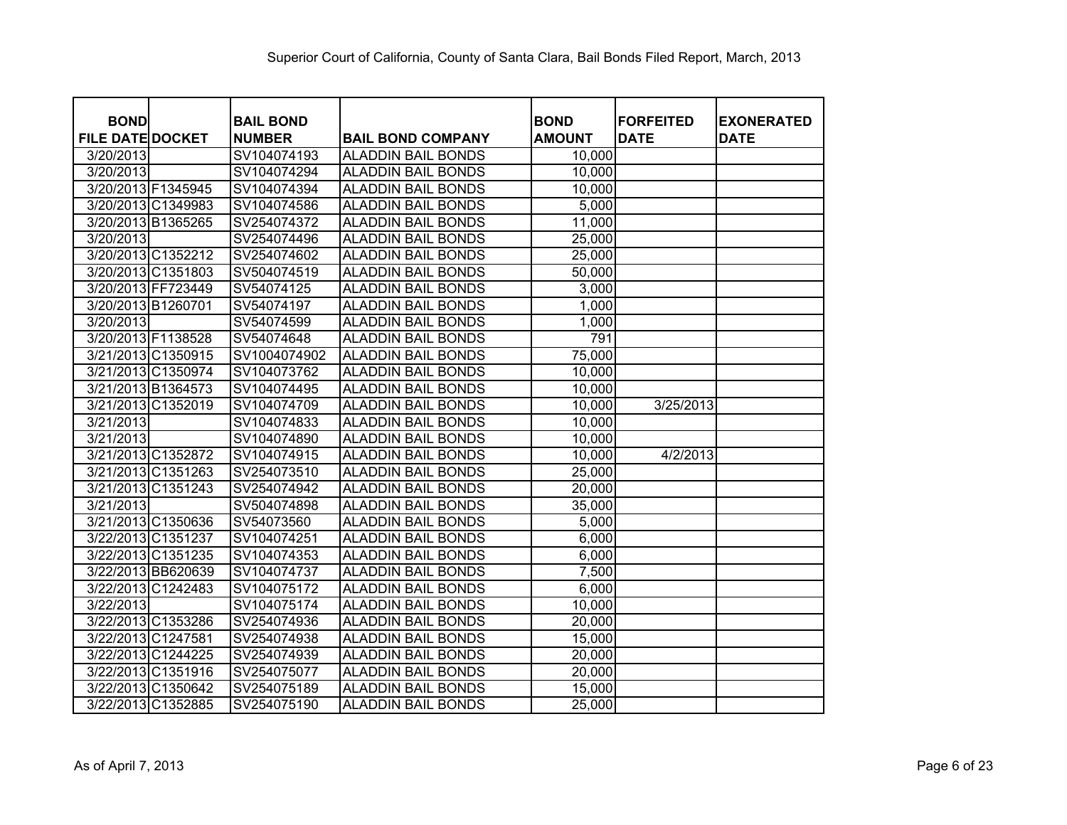Superior Court of California, County of Santa Clara, Bail Bonds Filed Report, March, 2013

| BOND FILE DATE | DOCKET | BAIL BOND NUMBER | BAIL BOND COMPANY | BOND AMOUNT | FORFEITED DATE | EXONERATED DATE |
|---|---|---|---|---|---|---|
| 3/20/2013 | | SV104074193 | ALADDIN BAIL BONDS | 10,000 | | |
| 3/20/2013 | | SV104074294 | ALADDIN BAIL BONDS | 10,000 | | |
| 3/20/2013 | F1345945 | SV104074394 | ALADDIN BAIL BONDS | 10,000 | | |
| 3/20/2013 | C1349983 | SV104074586 | ALADDIN BAIL BONDS | 5,000 | | |
| 3/20/2013 | B1365265 | SV254074372 | ALADDIN BAIL BONDS | 11,000 | | |
| 3/20/2013 | | SV254074496 | ALADDIN BAIL BONDS | 25,000 | | |
| 3/20/2013 | C1352212 | SV254074602 | ALADDIN BAIL BONDS | 25,000 | | |
| 3/20/2013 | C1351803 | SV504074519 | ALADDIN BAIL BONDS | 50,000 | | |
| 3/20/2013 | FF723449 | SV54074125 | ALADDIN BAIL BONDS | 3,000 | | |
| 3/20/2013 | B1260701 | SV54074197 | ALADDIN BAIL BONDS | 1,000 | | |
| 3/20/2013 | | SV54074599 | ALADDIN BAIL BONDS | 1,000 | | |
| 3/20/2013 | F1138528 | SV54074648 | ALADDIN BAIL BONDS | 791 | | |
| 3/21/2013 | C1350915 | SV1004074902 | ALADDIN BAIL BONDS | 75,000 | | |
| 3/21/2013 | C1350974 | SV104073762 | ALADDIN BAIL BONDS | 10,000 | | |
| 3/21/2013 | B1364573 | SV104074495 | ALADDIN BAIL BONDS | 10,000 | | |
| 3/21/2013 | C1352019 | SV104074709 | ALADDIN BAIL BONDS | 10,000 | 3/25/2013 | |
| 3/21/2013 | | SV104074833 | ALADDIN BAIL BONDS | 10,000 | | |
| 3/21/2013 | | SV104074890 | ALADDIN BAIL BONDS | 10,000 | | |
| 3/21/2013 | C1352872 | SV104074915 | ALADDIN BAIL BONDS | 10,000 | 4/2/2013 | |
| 3/21/2013 | C1351263 | SV254073510 | ALADDIN BAIL BONDS | 25,000 | | |
| 3/21/2013 | C1351243 | SV254074942 | ALADDIN BAIL BONDS | 20,000 | | |
| 3/21/2013 | | SV504074898 | ALADDIN BAIL BONDS | 35,000 | | |
| 3/21/2013 | C1350636 | SV54073560 | ALADDIN BAIL BONDS | 5,000 | | |
| 3/22/2013 | C1351237 | SV104074251 | ALADDIN BAIL BONDS | 6,000 | | |
| 3/22/2013 | C1351235 | SV104074353 | ALADDIN BAIL BONDS | 6,000 | | |
| 3/22/2013 | BB620639 | SV104074737 | ALADDIN BAIL BONDS | 7,500 | | |
| 3/22/2013 | C1242483 | SV104075172 | ALADDIN BAIL BONDS | 6,000 | | |
| 3/22/2013 | | SV104075174 | ALADDIN BAIL BONDS | 10,000 | | |
| 3/22/2013 | C1353286 | SV254074936 | ALADDIN BAIL BONDS | 20,000 | | |
| 3/22/2013 | C1247581 | SV254074938 | ALADDIN BAIL BONDS | 15,000 | | |
| 3/22/2013 | C1244225 | SV254074939 | ALADDIN BAIL BONDS | 20,000 | | |
| 3/22/2013 | C1351916 | SV254075077 | ALADDIN BAIL BONDS | 20,000 | | |
| 3/22/2013 | C1350642 | SV254075189 | ALADDIN BAIL BONDS | 15,000 | | |
| 3/22/2013 | C1352885 | SV254075190 | ALADDIN BAIL BONDS | 25,000 | | |

As of April 7, 2013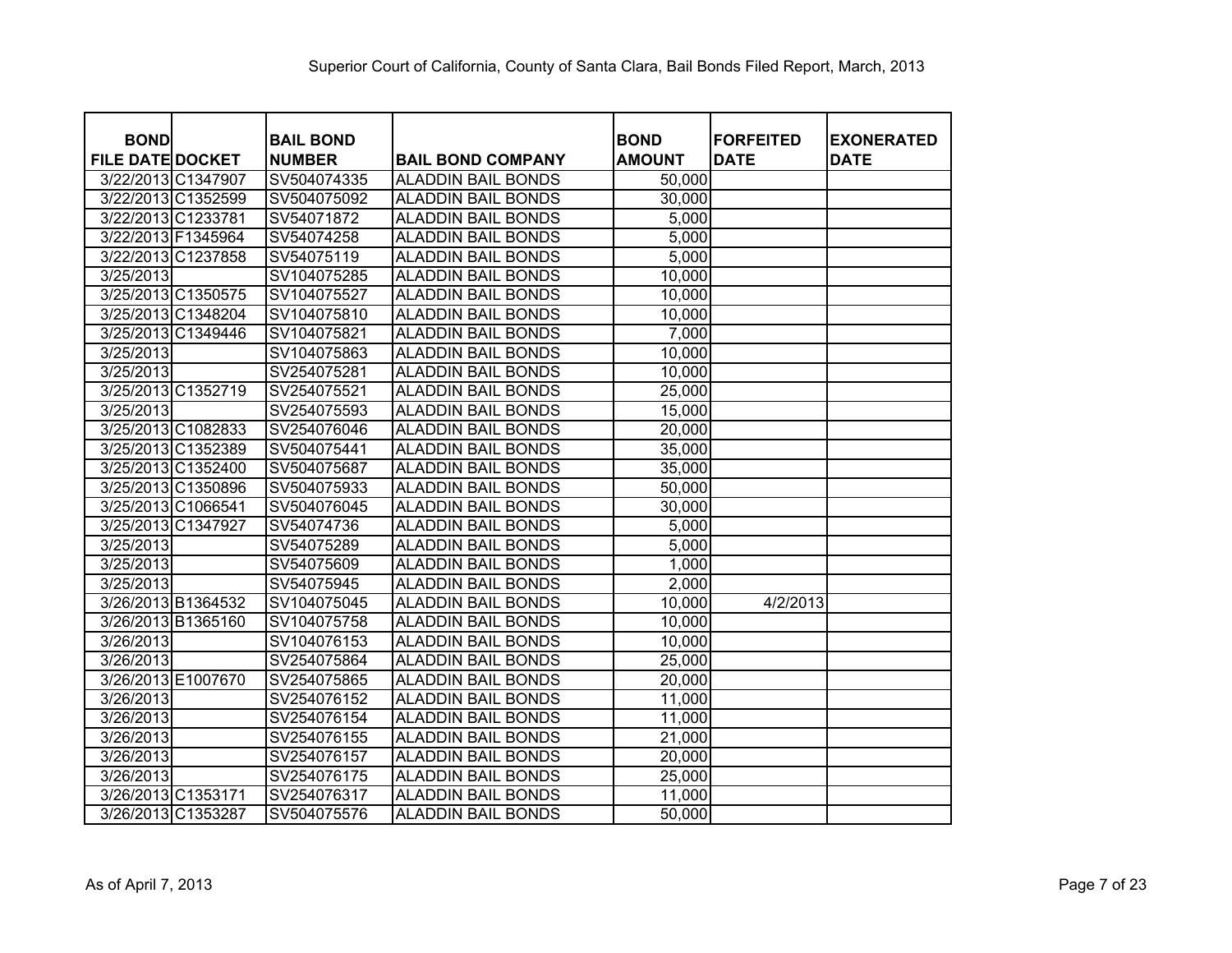Superior Court of California, County of Santa Clara, Bail Bonds Filed Report, March, 2013

| BOND FILE DATE | DOCKET | BAIL BOND NUMBER | BAIL BOND COMPANY | BOND AMOUNT | FORFEITED DATE | EXONERATED DATE |
|---|---|---|---|---|---|---|
| 3/22/2013 | C1347907 | SV504074335 | ALADDIN BAIL BONDS | 50,000 | | |
| 3/22/2013 | C1352599 | SV504075092 | ALADDIN BAIL BONDS | 30,000 | | |
| 3/22/2013 | C1233781 | SV54071872 | ALADDIN BAIL BONDS | 5,000 | | |
| 3/22/2013 | F1345964 | SV54074258 | ALADDIN BAIL BONDS | 5,000 | | |
| 3/22/2013 | C1237858 | SV54075119 | ALADDIN BAIL BONDS | 5,000 | | |
| 3/25/2013 | | SV104075285 | ALADDIN BAIL BONDS | 10,000 | | |
| 3/25/2013 | C1350575 | SV104075527 | ALADDIN BAIL BONDS | 10,000 | | |
| 3/25/2013 | C1348204 | SV104075810 | ALADDIN BAIL BONDS | 10,000 | | |
| 3/25/2013 | C1349446 | SV104075821 | ALADDIN BAIL BONDS | 7,000 | | |
| 3/25/2013 | | SV104075863 | ALADDIN BAIL BONDS | 10,000 | | |
| 3/25/2013 | | SV254075281 | ALADDIN BAIL BONDS | 10,000 | | |
| 3/25/2013 | C1352719 | SV254075521 | ALADDIN BAIL BONDS | 25,000 | | |
| 3/25/2013 | | SV254075593 | ALADDIN BAIL BONDS | 15,000 | | |
| 3/25/2013 | C1082833 | SV254076046 | ALADDIN BAIL BONDS | 20,000 | | |
| 3/25/2013 | C1352389 | SV504075441 | ALADDIN BAIL BONDS | 35,000 | | |
| 3/25/2013 | C1352400 | SV504075687 | ALADDIN BAIL BONDS | 35,000 | | |
| 3/25/2013 | C1350896 | SV504075933 | ALADDIN BAIL BONDS | 50,000 | | |
| 3/25/2013 | C1066541 | SV504076045 | ALADDIN BAIL BONDS | 30,000 | | |
| 3/25/2013 | C1347927 | SV54074736 | ALADDIN BAIL BONDS | 5,000 | | |
| 3/25/2013 | | SV54075289 | ALADDIN BAIL BONDS | 5,000 | | |
| 3/25/2013 | | SV54075609 | ALADDIN BAIL BONDS | 1,000 | | |
| 3/25/2013 | | SV54075945 | ALADDIN BAIL BONDS | 2,000 | | |
| 3/26/2013 | B1364532 | SV104075045 | ALADDIN BAIL BONDS | 10,000 | 4/2/2013 | |
| 3/26/2013 | B1365160 | SV104075758 | ALADDIN BAIL BONDS | 10,000 | | |
| 3/26/2013 | | SV104076153 | ALADDIN BAIL BONDS | 10,000 | | |
| 3/26/2013 | | SV254075864 | ALADDIN BAIL BONDS | 25,000 | | |
| 3/26/2013 | E1007670 | SV254075865 | ALADDIN BAIL BONDS | 20,000 | | |
| 3/26/2013 | | SV254076152 | ALADDIN BAIL BONDS | 11,000 | | |
| 3/26/2013 | | SV254076154 | ALADDIN BAIL BONDS | 11,000 | | |
| 3/26/2013 | | SV254076155 | ALADDIN BAIL BONDS | 21,000 | | |
| 3/26/2013 | | SV254076157 | ALADDIN BAIL BONDS | 20,000 | | |
| 3/26/2013 | | SV254076175 | ALADDIN BAIL BONDS | 25,000 | | |
| 3/26/2013 | C1353171 | SV254076317 | ALADDIN BAIL BONDS | 11,000 | | |
| 3/26/2013 | C1353287 | SV504075576 | ALADDIN BAIL BONDS | 50,000 | | |

As of April 7, 2013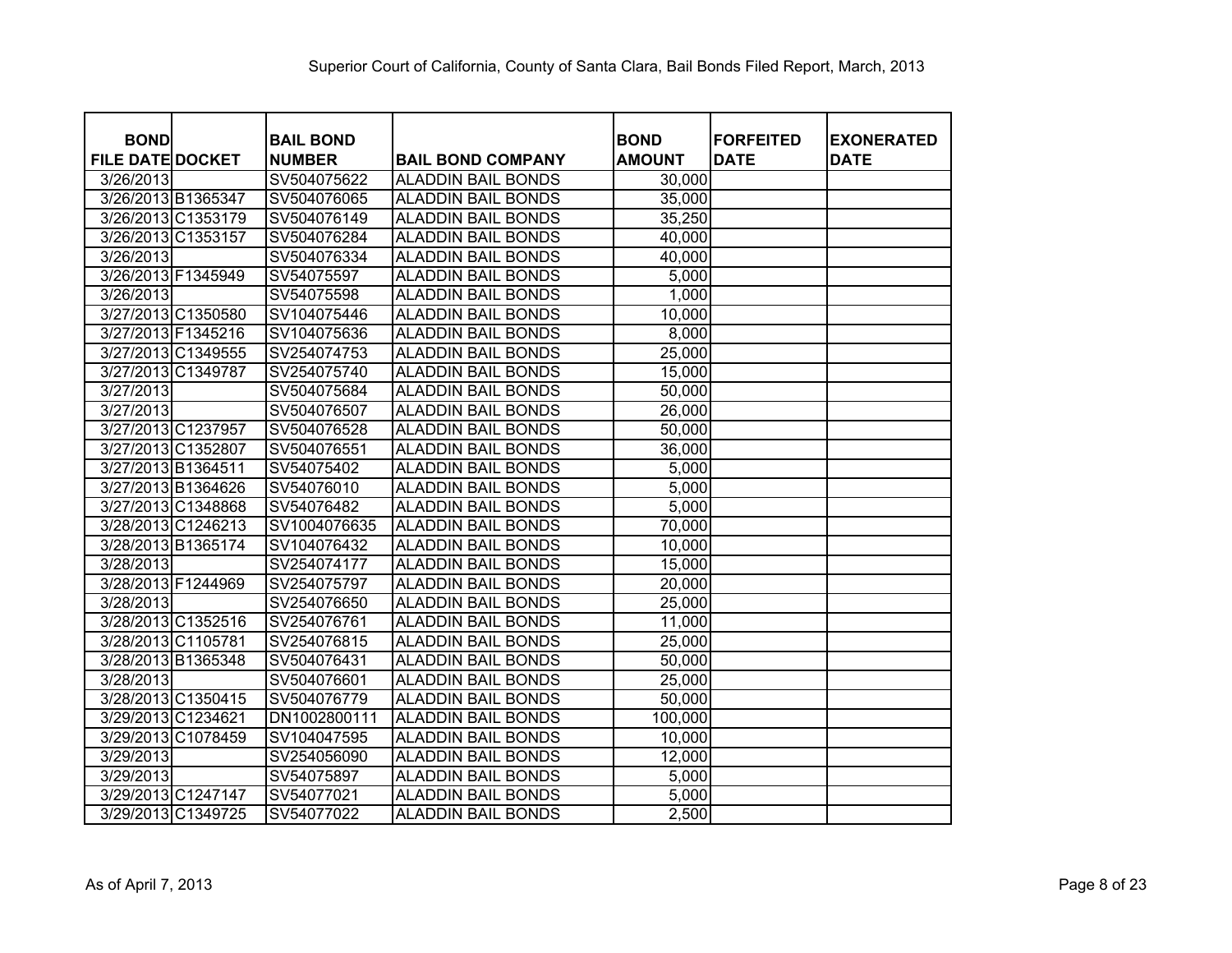Superior Court of California, County of Santa Clara, Bail Bonds Filed Report, March, 2013

| BOND FILE DATE | DOCKET | BAIL BOND NUMBER | BAIL BOND COMPANY | BOND AMOUNT | FORFEITED DATE | EXONERATED DATE |
|---|---|---|---|---|---|---|
| 3/26/2013 | | SV504075622 | ALADDIN BAIL BONDS | 30,000 | | |
| 3/26/2013 | B1365347 | SV504076065 | ALADDIN BAIL BONDS | 35,000 | | |
| 3/26/2013 | C1353179 | SV504076149 | ALADDIN BAIL BONDS | 35,250 | | |
| 3/26/2013 | C1353157 | SV504076284 | ALADDIN BAIL BONDS | 40,000 | | |
| 3/26/2013 | | SV504076334 | ALADDIN BAIL BONDS | 40,000 | | |
| 3/26/2013 | F1345949 | SV54075597 | ALADDIN BAIL BONDS | 5,000 | | |
| 3/26/2013 | | SV54075598 | ALADDIN BAIL BONDS | 1,000 | | |
| 3/27/2013 | C1350580 | SV104075446 | ALADDIN BAIL BONDS | 10,000 | | |
| 3/27/2013 | F1345216 | SV104075636 | ALADDIN BAIL BONDS | 8,000 | | |
| 3/27/2013 | C1349555 | SV254074753 | ALADDIN BAIL BONDS | 25,000 | | |
| 3/27/2013 | C1349787 | SV254075740 | ALADDIN BAIL BONDS | 15,000 | | |
| 3/27/2013 | | SV504075684 | ALADDIN BAIL BONDS | 50,000 | | |
| 3/27/2013 | | SV504076507 | ALADDIN BAIL BONDS | 26,000 | | |
| 3/27/2013 | C1237957 | SV504076528 | ALADDIN BAIL BONDS | 50,000 | | |
| 3/27/2013 | C1352807 | SV504076551 | ALADDIN BAIL BONDS | 36,000 | | |
| 3/27/2013 | B1364511 | SV54075402 | ALADDIN BAIL BONDS | 5,000 | | |
| 3/27/2013 | B1364626 | SV54076010 | ALADDIN BAIL BONDS | 5,000 | | |
| 3/27/2013 | C1348868 | SV54076482 | ALADDIN BAIL BONDS | 5,000 | | |
| 3/28/2013 | C1246213 | SV1004076635 | ALADDIN BAIL BONDS | 70,000 | | |
| 3/28/2013 | B1365174 | SV104076432 | ALADDIN BAIL BONDS | 10,000 | | |
| 3/28/2013 | | SV254074177 | ALADDIN BAIL BONDS | 15,000 | | |
| 3/28/2013 | F1244969 | SV254075797 | ALADDIN BAIL BONDS | 20,000 | | |
| 3/28/2013 | | SV254076650 | ALADDIN BAIL BONDS | 25,000 | | |
| 3/28/2013 | C1352516 | SV254076761 | ALADDIN BAIL BONDS | 11,000 | | |
| 3/28/2013 | C1105781 | SV254076815 | ALADDIN BAIL BONDS | 25,000 | | |
| 3/28/2013 | B1365348 | SV504076431 | ALADDIN BAIL BONDS | 50,000 | | |
| 3/28/2013 | | SV504076601 | ALADDIN BAIL BONDS | 25,000 | | |
| 3/28/2013 | C1350415 | SV504076779 | ALADDIN BAIL BONDS | 50,000 | | |
| 3/29/2013 | C1234621 | DN1002800111 | ALADDIN BAIL BONDS | 100,000 | | |
| 3/29/2013 | C1078459 | SV104047595 | ALADDIN BAIL BONDS | 10,000 | | |
| 3/29/2013 | | SV254056090 | ALADDIN BAIL BONDS | 12,000 | | |
| 3/29/2013 | | SV54075897 | ALADDIN BAIL BONDS | 5,000 | | |
| 3/29/2013 | C1247147 | SV54077021 | ALADDIN BAIL BONDS | 5,000 | | |
| 3/29/2013 | C1349725 | SV54077022 | ALADDIN BAIL BONDS | 2,500 | | |

As of April 7, 2013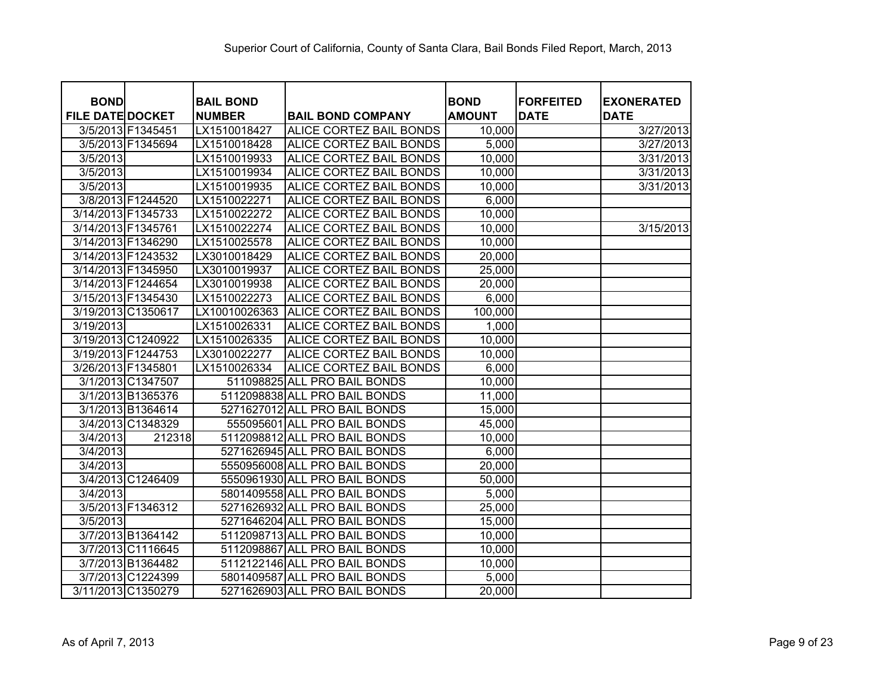Superior Court of California, County of Santa Clara, Bail Bonds Filed Report, March, 2013

| BOND FILE DATE | DOCKET | BAIL BOND NUMBER | BAIL BOND COMPANY | BOND AMOUNT | FORFEITED DATE | EXONERATED DATE |
|---|---|---|---|---|---|---|
| 3/5/2013 | F1345451 | LX1510018427 | ALICE CORTEZ BAIL BONDS | 10,000 | | 3/27/2013 |
| 3/5/2013 | F1345694 | LX1510018428 | ALICE CORTEZ BAIL BONDS | 5,000 | | 3/27/2013 |
| 3/5/2013 | | LX1510019933 | ALICE CORTEZ BAIL BONDS | 10,000 | | 3/31/2013 |
| 3/5/2013 | | LX1510019934 | ALICE CORTEZ BAIL BONDS | 10,000 | | 3/31/2013 |
| 3/5/2013 | | LX1510019935 | ALICE CORTEZ BAIL BONDS | 10,000 | | 3/31/2013 |
| 3/8/2013 | F1244520 | LX1510022271 | ALICE CORTEZ BAIL BONDS | 6,000 | | |
| 3/14/2013 | F1345733 | LX1510022272 | ALICE CORTEZ BAIL BONDS | 10,000 | | |
| 3/14/2013 | F1345761 | LX1510022274 | ALICE CORTEZ BAIL BONDS | 10,000 | | 3/15/2013 |
| 3/14/2013 | F1346290 | LX1510025578 | ALICE CORTEZ BAIL BONDS | 10,000 | | |
| 3/14/2013 | F1243532 | LX3010018429 | ALICE CORTEZ BAIL BONDS | 20,000 | | |
| 3/14/2013 | F1345950 | LX3010019937 | ALICE CORTEZ BAIL BONDS | 25,000 | | |
| 3/14/2013 | F1244654 | LX3010019938 | ALICE CORTEZ BAIL BONDS | 20,000 | | |
| 3/15/2013 | F1345430 | LX1510022273 | ALICE CORTEZ BAIL BONDS | 6,000 | | |
| 3/19/2013 | C1350617 | LX10010026363 | ALICE CORTEZ BAIL BONDS | 100,000 | | |
| 3/19/2013 | | LX1510026331 | ALICE CORTEZ BAIL BONDS | 1,000 | | |
| 3/19/2013 | C1240922 | LX1510026335 | ALICE CORTEZ BAIL BONDS | 10,000 | | |
| 3/19/2013 | F1244753 | LX3010022277 | ALICE CORTEZ BAIL BONDS | 10,000 | | |
| 3/26/2013 | F1345801 | LX1510026334 | ALICE CORTEZ BAIL BONDS | 6,000 | | |
| 3/1/2013 | C1347507 | 511098825 | ALL PRO BAIL BONDS | 10,000 | | |
| 3/1/2013 | B1365376 | 5112098838 | ALL PRO BAIL BONDS | 11,000 | | |
| 3/1/2013 | B1364614 | 5271627012 | ALL PRO BAIL BONDS | 15,000 | | |
| 3/4/2013 | C1348329 | 555095601 | ALL PRO BAIL BONDS | 45,000 | | |
| 3/4/2013 | 212318 | 5112098812 | ALL PRO BAIL BONDS | 10,000 | | |
| 3/4/2013 | | 5271626945 | ALL PRO BAIL BONDS | 6,000 | | |
| 3/4/2013 | | 5550956008 | ALL PRO BAIL BONDS | 20,000 | | |
| 3/4/2013 | C1246409 | 5550961930 | ALL PRO BAIL BONDS | 50,000 | | |
| 3/4/2013 | | 5801409558 | ALL PRO BAIL BONDS | 5,000 | | |
| 3/5/2013 | F1346312 | 5271626932 | ALL PRO BAIL BONDS | 25,000 | | |
| 3/5/2013 | | 5271646204 | ALL PRO BAIL BONDS | 15,000 | | |
| 3/7/2013 | B1364142 | 5112098713 | ALL PRO BAIL BONDS | 10,000 | | |
| 3/7/2013 | C1116645 | 5112098867 | ALL PRO BAIL BONDS | 10,000 | | |
| 3/7/2013 | B1364482 | 5112122146 | ALL PRO BAIL BONDS | 10,000 | | |
| 3/7/2013 | C1224399 | 5801409587 | ALL PRO BAIL BONDS | 5,000 | | |
| 3/11/2013 | C1350279 | 5271626903 | ALL PRO BAIL BONDS | 20,000 | | |

As of April 7, 2013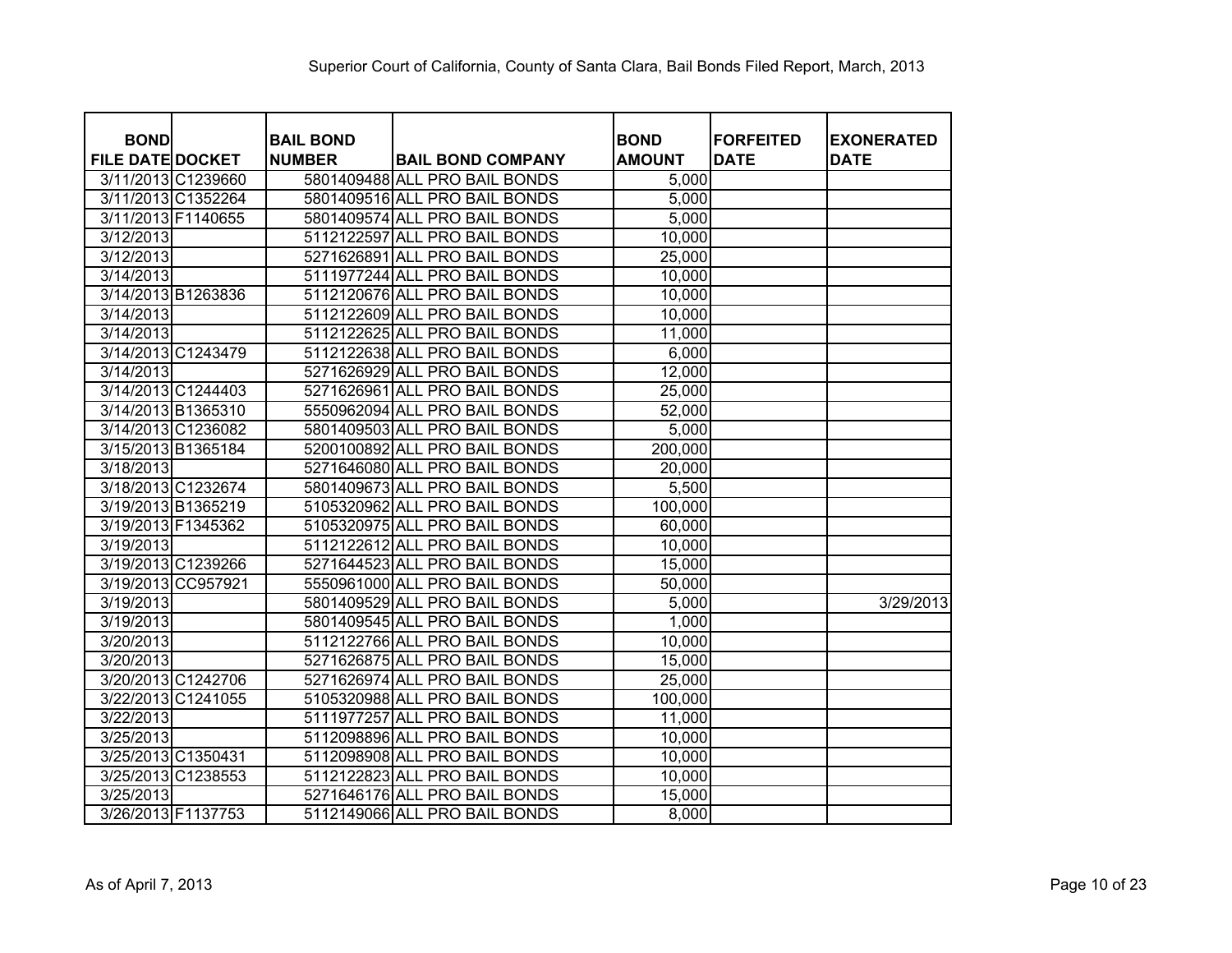Superior Court of California, County of Santa Clara, Bail Bonds Filed Report, March, 2013

| BOND FILE DATE | DOCKET | BAIL BOND NUMBER | BAIL BOND COMPANY | BOND AMOUNT | FORFEITED DATE | EXONERATED DATE |
|---|---|---|---|---|---|---|
| 3/11/2013 | C1239660 | 5801409488 | ALL PRO BAIL BONDS | 5,000 | | |
| 3/11/2013 | C1352264 | 5801409516 | ALL PRO BAIL BONDS | 5,000 | | |
| 3/11/2013 | F1140655 | 5801409574 | ALL PRO BAIL BONDS | 5,000 | | |
| 3/12/2013 | | 5112122597 | ALL PRO BAIL BONDS | 10,000 | | |
| 3/12/2013 | | 5271626891 | ALL PRO BAIL BONDS | 25,000 | | |
| 3/14/2013 | | 5111977244 | ALL PRO BAIL BONDS | 10,000 | | |
| 3/14/2013 | B1263836 | 5112120676 | ALL PRO BAIL BONDS | 10,000 | | |
| 3/14/2013 | | 5112122609 | ALL PRO BAIL BONDS | 10,000 | | |
| 3/14/2013 | | 5112122625 | ALL PRO BAIL BONDS | 11,000 | | |
| 3/14/2013 | C1243479 | 5112122638 | ALL PRO BAIL BONDS | 6,000 | | |
| 3/14/2013 | | 5271626929 | ALL PRO BAIL BONDS | 12,000 | | |
| 3/14/2013 | C1244403 | 5271626961 | ALL PRO BAIL BONDS | 25,000 | | |
| 3/14/2013 | B1365310 | 5550962094 | ALL PRO BAIL BONDS | 52,000 | | |
| 3/14/2013 | C1236082 | 5801409503 | ALL PRO BAIL BONDS | 5,000 | | |
| 3/15/2013 | B1365184 | 5200100892 | ALL PRO BAIL BONDS | 200,000 | | |
| 3/18/2013 | | 5271646080 | ALL PRO BAIL BONDS | 20,000 | | |
| 3/18/2013 | C1232674 | 5801409673 | ALL PRO BAIL BONDS | 5,500 | | |
| 3/19/2013 | B1365219 | 5105320962 | ALL PRO BAIL BONDS | 100,000 | | |
| 3/19/2013 | F1345362 | 5105320975 | ALL PRO BAIL BONDS | 60,000 | | |
| 3/19/2013 | | 5112122612 | ALL PRO BAIL BONDS | 10,000 | | |
| 3/19/2013 | C1239266 | 5271644523 | ALL PRO BAIL BONDS | 15,000 | | |
| 3/19/2013 | CC957921 | 5550961000 | ALL PRO BAIL BONDS | 50,000 | | |
| 3/19/2013 | | 5801409529 | ALL PRO BAIL BONDS | 5,000 | | 3/29/2013 |
| 3/19/2013 | | 5801409545 | ALL PRO BAIL BONDS | 1,000 | | |
| 3/20/2013 | | 5112122766 | ALL PRO BAIL BONDS | 10,000 | | |
| 3/20/2013 | | 5271626875 | ALL PRO BAIL BONDS | 15,000 | | |
| 3/20/2013 | C1242706 | 5271626974 | ALL PRO BAIL BONDS | 25,000 | | |
| 3/22/2013 | C1241055 | 5105320988 | ALL PRO BAIL BONDS | 100,000 | | |
| 3/22/2013 | | 5111977257 | ALL PRO BAIL BONDS | 11,000 | | |
| 3/25/2013 | | 5112098896 | ALL PRO BAIL BONDS | 10,000 | | |
| 3/25/2013 | C1350431 | 5112098908 | ALL PRO BAIL BONDS | 10,000 | | |
| 3/25/2013 | C1238553 | 5112122823 | ALL PRO BAIL BONDS | 10,000 | | |
| 3/25/2013 | | 5271646176 | ALL PRO BAIL BONDS | 15,000 | | |
| 3/26/2013 | F1137753 | 5112149066 | ALL PRO BAIL BONDS | 8,000 | | |

As of April 7, 2013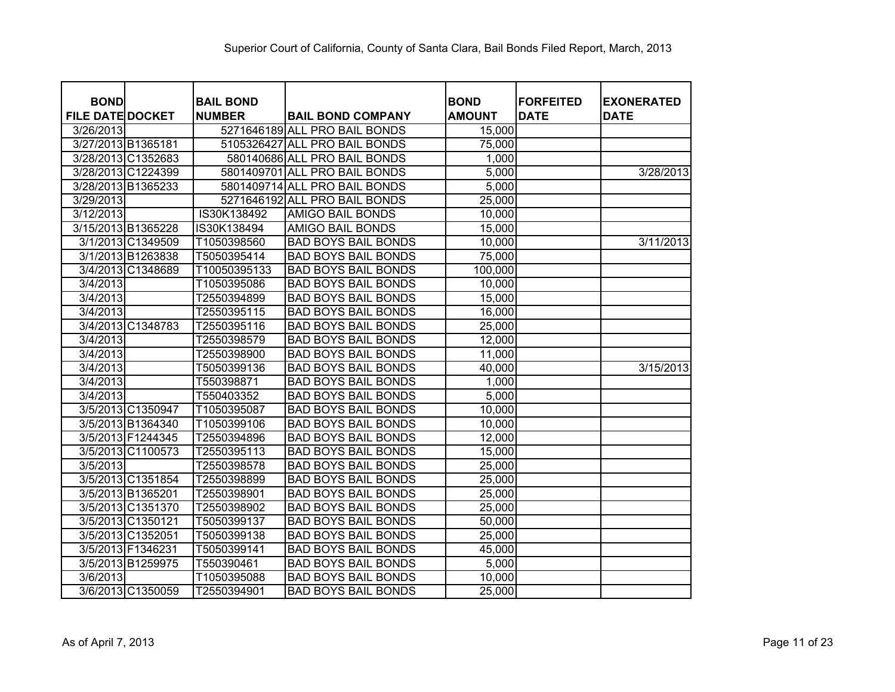Superior Court of California, County of Santa Clara, Bail Bonds Filed Report, March, 2013

| BOND FILE DATE | DOCKET | BAIL BOND NUMBER | BAIL BOND COMPANY | BOND AMOUNT | FORFEITED DATE | EXONERATED DATE |
|---|---|---|---|---|---|---|
| 3/26/2013 | | 5271646189 | ALL PRO BAIL BONDS | 15,000 | | |
| 3/27/2013 | B1365181 | 5105326427 | ALL PRO BAIL BONDS | 75,000 | | |
| 3/28/2013 | C1352683 | 580140686 | ALL PRO BAIL BONDS | 1,000 | | |
| 3/28/2013 | C1224399 | 5801409701 | ALL PRO BAIL BONDS | 5,000 | | 3/28/2013 |
| 3/28/2013 | B1365233 | 5801409714 | ALL PRO BAIL BONDS | 5,000 | | |
| 3/29/2013 | | 5271646192 | ALL PRO BAIL BONDS | 25,000 | | |
| 3/12/2013 | | IS30K138492 | AMIGO BAIL BONDS | 10,000 | | |
| 3/15/2013 | B1365228 | IS30K138494 | AMIGO BAIL BONDS | 15,000 | | |
| 3/1/2013 | C1349509 | T1050398560 | BAD BOYS BAIL BONDS | 10,000 | | 3/11/2013 |
| 3/1/2013 | B1263838 | T5050395414 | BAD BOYS BAIL BONDS | 75,000 | | |
| 3/4/2013 | C1348689 | T10050395133 | BAD BOYS BAIL BONDS | 100,000 | | |
| 3/4/2013 | | T1050395086 | BAD BOYS BAIL BONDS | 10,000 | | |
| 3/4/2013 | | T2550394899 | BAD BOYS BAIL BONDS | 15,000 | | |
| 3/4/2013 | | T2550395115 | BAD BOYS BAIL BONDS | 16,000 | | |
| 3/4/2013 | C1348783 | T2550395116 | BAD BOYS BAIL BONDS | 25,000 | | |
| 3/4/2013 | | T2550398579 | BAD BOYS BAIL BONDS | 12,000 | | |
| 3/4/2013 | | T2550398900 | BAD BOYS BAIL BONDS | 11,000 | | |
| 3/4/2013 | | T5050399136 | BAD BOYS BAIL BONDS | 40,000 | | 3/15/2013 |
| 3/4/2013 | | T550398871 | BAD BOYS BAIL BONDS | 1,000 | | |
| 3/4/2013 | | T550403352 | BAD BOYS BAIL BONDS | 5,000 | | |
| 3/5/2013 | C1350947 | T1050395087 | BAD BOYS BAIL BONDS | 10,000 | | |
| 3/5/2013 | B1364340 | T1050399106 | BAD BOYS BAIL BONDS | 10,000 | | |
| 3/5/2013 | F1244345 | T2550394896 | BAD BOYS BAIL BONDS | 12,000 | | |
| 3/5/2013 | C1100573 | T2550395113 | BAD BOYS BAIL BONDS | 15,000 | | |
| 3/5/2013 | | T2550398578 | BAD BOYS BAIL BONDS | 25,000 | | |
| 3/5/2013 | C1351854 | T2550398899 | BAD BOYS BAIL BONDS | 25,000 | | |
| 3/5/2013 | B1365201 | T2550398901 | BAD BOYS BAIL BONDS | 25,000 | | |
| 3/5/2013 | C1351370 | T2550398902 | BAD BOYS BAIL BONDS | 25,000 | | |
| 3/5/2013 | C1350121 | T5050399137 | BAD BOYS BAIL BONDS | 50,000 | | |
| 3/5/2013 | C1352051 | T5050399138 | BAD BOYS BAIL BONDS | 25,000 | | |
| 3/5/2013 | F1346231 | T5050399141 | BAD BOYS BAIL BONDS | 45,000 | | |
| 3/5/2013 | B1259975 | T550390461 | BAD BOYS BAIL BONDS | 5,000 | | |
| 3/6/2013 | | T1050395088 | BAD BOYS BAIL BONDS | 10,000 | | |
| 3/6/2013 | C1350059 | T2550394901 | BAD BOYS BAIL BONDS | 25,000 | | |

As of April 7, 2013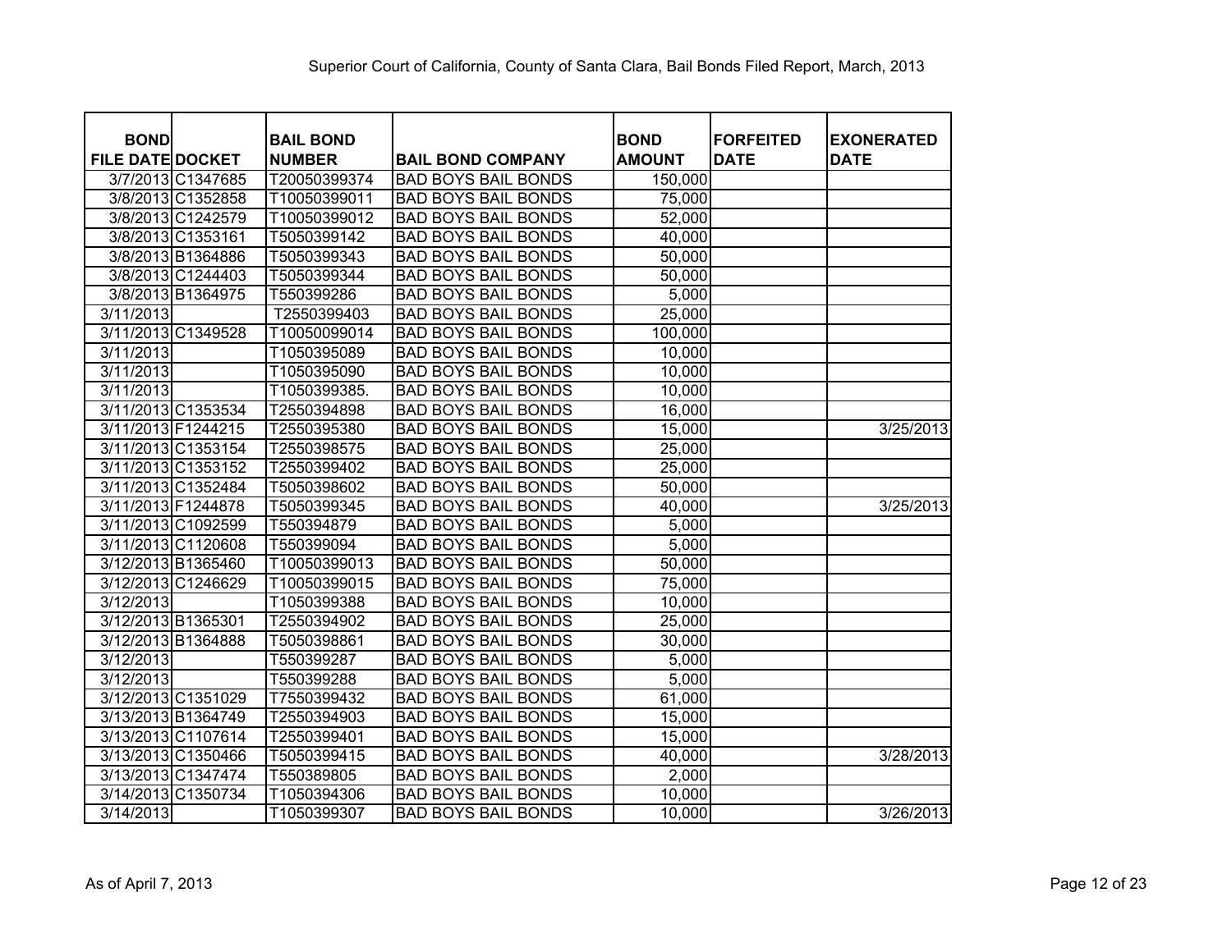Superior Court of California, County of Santa Clara, Bail Bonds Filed Report, March, 2013

| BOND FILE DATE | DOCKET | BAIL BOND NUMBER | BAIL BOND COMPANY | BOND AMOUNT | FORFEITED DATE | EXONERATED DATE |
|---|---|---|---|---|---|---|
| 3/7/2013 | C1347685 | T20050399374 | BAD BOYS BAIL BONDS | 150,000 | | |
| 3/8/2013 | C1352858 | T10050399011 | BAD BOYS BAIL BONDS | 75,000 | | |
| 3/8/2013 | C1242579 | T10050399012 | BAD BOYS BAIL BONDS | 52,000 | | |
| 3/8/2013 | C1353161 | T5050399142 | BAD BOYS BAIL BONDS | 40,000 | | |
| 3/8/2013 | B1364886 | T5050399343 | BAD BOYS BAIL BONDS | 50,000 | | |
| 3/8/2013 | C1244403 | T5050399344 | BAD BOYS BAIL BONDS | 50,000 | | |
| 3/8/2013 | B1364975 | T550399286 | BAD BOYS BAIL BONDS | 5,000 | | |
| 3/11/2013 | | T2550399403 | BAD BOYS BAIL BONDS | 25,000 | | |
| 3/11/2013 | C1349528 | T10050099014 | BAD BOYS BAIL BONDS | 100,000 | | |
| 3/11/2013 | | T1050395089 | BAD BOYS BAIL BONDS | 10,000 | | |
| 3/11/2013 | | T1050395090 | BAD BOYS BAIL BONDS | 10,000 | | |
| 3/11/2013 | | T1050399385. | BAD BOYS BAIL BONDS | 10,000 | | |
| 3/11/2013 | C1353534 | T2550394898 | BAD BOYS BAIL BONDS | 16,000 | | |
| 3/11/2013 | F1244215 | T2550395380 | BAD BOYS BAIL BONDS | 15,000 | | 3/25/2013 |
| 3/11/2013 | C1353154 | T2550398575 | BAD BOYS BAIL BONDS | 25,000 | | |
| 3/11/2013 | C1353152 | T2550399402 | BAD BOYS BAIL BONDS | 25,000 | | |
| 3/11/2013 | C1352484 | T5050398602 | BAD BOYS BAIL BONDS | 50,000 | | |
| 3/11/2013 | F1244878 | T5050399345 | BAD BOYS BAIL BONDS | 40,000 | | 3/25/2013 |
| 3/11/2013 | C1092599 | T550394879 | BAD BOYS BAIL BONDS | 5,000 | | |
| 3/11/2013 | C1120608 | T550399094 | BAD BOYS BAIL BONDS | 5,000 | | |
| 3/12/2013 | B1365460 | T10050399013 | BAD BOYS BAIL BONDS | 50,000 | | |
| 3/12/2013 | C1246629 | T10050399015 | BAD BOYS BAIL BONDS | 75,000 | | |
| 3/12/2013 | | T1050399388 | BAD BOYS BAIL BONDS | 10,000 | | |
| 3/12/2013 | B1365301 | T2550394902 | BAD BOYS BAIL BONDS | 25,000 | | |
| 3/12/2013 | B1364888 | T5050398861 | BAD BOYS BAIL BONDS | 30,000 | | |
| 3/12/2013 | | T550399287 | BAD BOYS BAIL BONDS | 5,000 | | |
| 3/12/2013 | | T550399288 | BAD BOYS BAIL BONDS | 5,000 | | |
| 3/12/2013 | C1351029 | T7550399432 | BAD BOYS BAIL BONDS | 61,000 | | |
| 3/13/2013 | B1364749 | T2550394903 | BAD BOYS BAIL BONDS | 15,000 | | |
| 3/13/2013 | C1107614 | T2550399401 | BAD BOYS BAIL BONDS | 15,000 | | |
| 3/13/2013 | C1350466 | T5050399415 | BAD BOYS BAIL BONDS | 40,000 | | 3/28/2013 |
| 3/13/2013 | C1347474 | T550389805 | BAD BOYS BAIL BONDS | 2,000 | | |
| 3/14/2013 | C1350734 | T1050394306 | BAD BOYS BAIL BONDS | 10,000 | | |
| 3/14/2013 | | T1050399307 | BAD BOYS BAIL BONDS | 10,000 | | 3/26/2013 |

As of April 7, 2013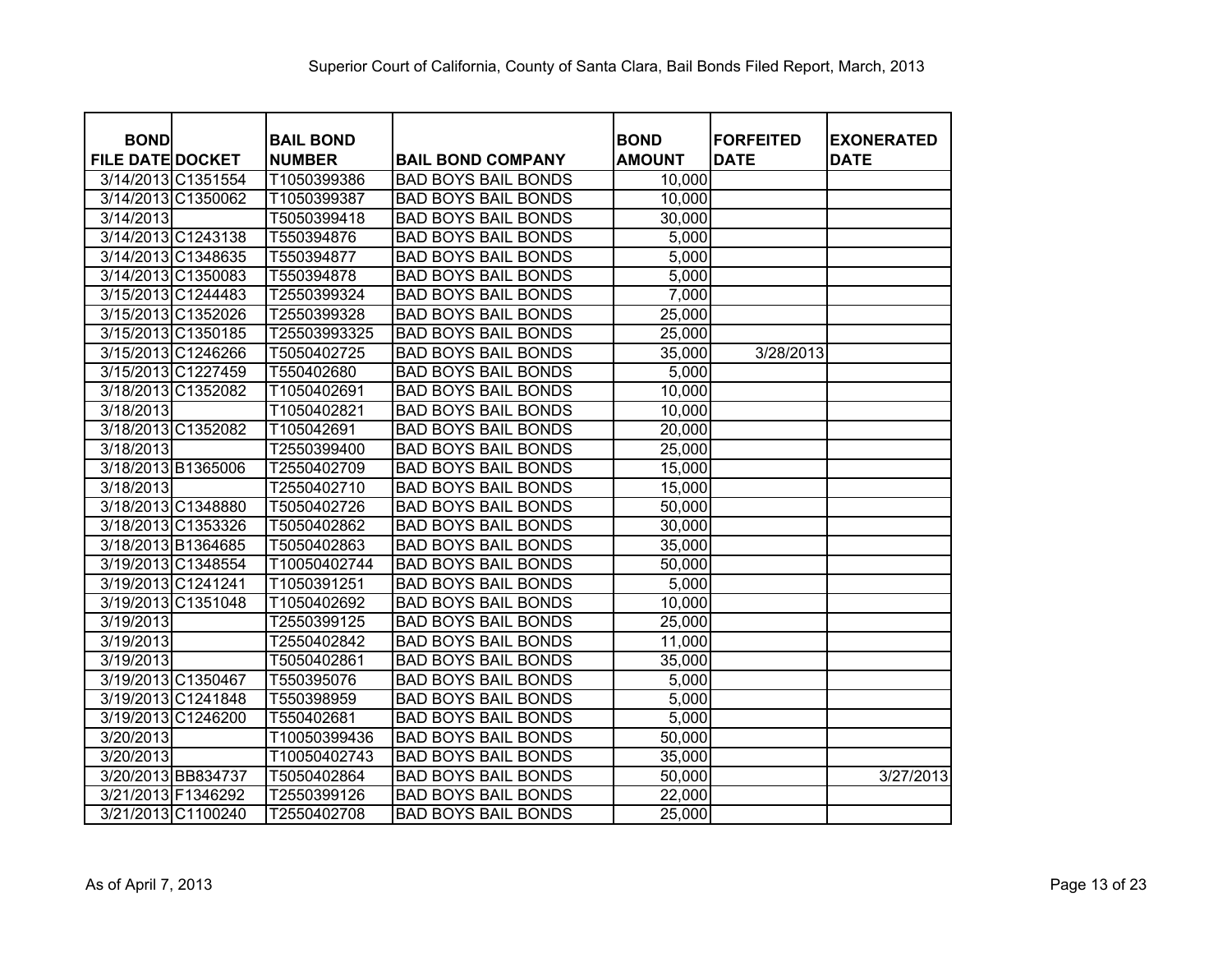Superior Court of California, County of Santa Clara, Bail Bonds Filed Report, March, 2013

| BOND FILE DATE | DOCKET | BAIL BOND NUMBER | BAIL BOND COMPANY | BOND AMOUNT | FORFEITED DATE | EXONERATED DATE |
|---|---|---|---|---|---|---|
| 3/14/2013 | C1351554 | T1050399386 | BAD BOYS BAIL BONDS | 10,000 | | |
| 3/14/2013 | C1350062 | T1050399387 | BAD BOYS BAIL BONDS | 10,000 | | |
| 3/14/2013 | | T5050399418 | BAD BOYS BAIL BONDS | 30,000 | | |
| 3/14/2013 | C1243138 | T550394876 | BAD BOYS BAIL BONDS | 5,000 | | |
| 3/14/2013 | C1348635 | T550394877 | BAD BOYS BAIL BONDS | 5,000 | | |
| 3/14/2013 | C1350083 | T550394878 | BAD BOYS BAIL BONDS | 5,000 | | |
| 3/15/2013 | C1244483 | T2550399324 | BAD BOYS BAIL BONDS | 7,000 | | |
| 3/15/2013 | C1352026 | T2550399328 | BAD BOYS BAIL BONDS | 25,000 | | |
| 3/15/2013 | C1350185 | T25503993325 | BAD BOYS BAIL BONDS | 25,000 | | |
| 3/15/2013 | C1246266 | T5050402725 | BAD BOYS BAIL BONDS | 35,000 | 3/28/2013 | |
| 3/15/2013 | C1227459 | T550402680 | BAD BOYS BAIL BONDS | 5,000 | | |
| 3/18/2013 | C1352082 | T1050402691 | BAD BOYS BAIL BONDS | 10,000 | | |
| 3/18/2013 | | T1050402821 | BAD BOYS BAIL BONDS | 10,000 | | |
| 3/18/2013 | C1352082 | T105042691 | BAD BOYS BAIL BONDS | 20,000 | | |
| 3/18/2013 | | T2550399400 | BAD BOYS BAIL BONDS | 25,000 | | |
| 3/18/2013 | B1365006 | T2550402709 | BAD BOYS BAIL BONDS | 15,000 | | |
| 3/18/2013 | | T2550402710 | BAD BOYS BAIL BONDS | 15,000 | | |
| 3/18/2013 | C1348880 | T5050402726 | BAD BOYS BAIL BONDS | 50,000 | | |
| 3/18/2013 | C1353326 | T5050402862 | BAD BOYS BAIL BONDS | 30,000 | | |
| 3/18/2013 | B1364685 | T5050402863 | BAD BOYS BAIL BONDS | 35,000 | | |
| 3/19/2013 | C1348554 | T10050402744 | BAD BOYS BAIL BONDS | 50,000 | | |
| 3/19/2013 | C1241241 | T1050391251 | BAD BOYS BAIL BONDS | 5,000 | | |
| 3/19/2013 | C1351048 | T1050402692 | BAD BOYS BAIL BONDS | 10,000 | | |
| 3/19/2013 | | T2550399125 | BAD BOYS BAIL BONDS | 25,000 | | |
| 3/19/2013 | | T2550402842 | BAD BOYS BAIL BONDS | 11,000 | | |
| 3/19/2013 | | T5050402861 | BAD BOYS BAIL BONDS | 35,000 | | |
| 3/19/2013 | C1350467 | T550395076 | BAD BOYS BAIL BONDS | 5,000 | | |
| 3/19/2013 | C1241848 | T550398959 | BAD BOYS BAIL BONDS | 5,000 | | |
| 3/19/2013 | C1246200 | T550402681 | BAD BOYS BAIL BONDS | 5,000 | | |
| 3/20/2013 | | T10050399436 | BAD BOYS BAIL BONDS | 50,000 | | |
| 3/20/2013 | | T10050402743 | BAD BOYS BAIL BONDS | 35,000 | | |
| 3/20/2013 | BB834737 | T5050402864 | BAD BOYS BAIL BONDS | 50,000 | | 3/27/2013 |
| 3/21/2013 | F1346292 | T2550399126 | BAD BOYS BAIL BONDS | 22,000 | | |
| 3/21/2013 | C1100240 | T2550402708 | BAD BOYS BAIL BONDS | 25,000 | | |

As of April 7, 2013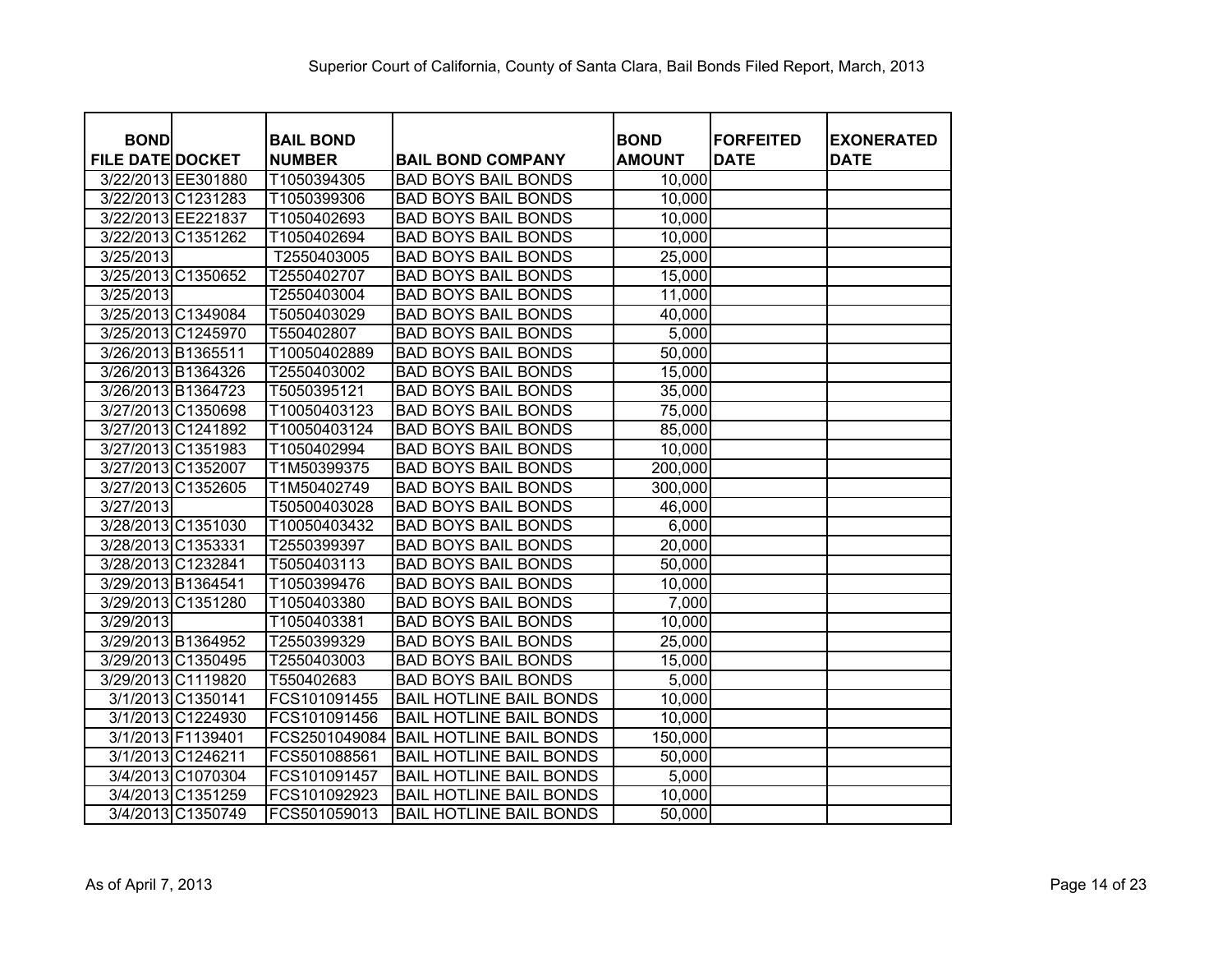# Superior Court of California, County of Santa Clara, Bail Bonds Filed Report, March, 2013

| BOND FILE DATE | DOCKET | BAIL BOND NUMBER | BAIL BOND COMPANY | BOND AMOUNT | FORFEITED DATE | EXONERATED DATE |
|---|---|---|---|---|---|---|
| 3/22/2013 | EE301880 | T1050394305 | BAD BOYS BAIL BONDS | 10,000 | | |
| 3/22/2013 | C1231283 | T1050399306 | BAD BOYS BAIL BONDS | 10,000 | | |
| 3/22/2013 | EE221837 | T1050402693 | BAD BOYS BAIL BONDS | 10,000 | | |
| 3/22/2013 | C1351262 | T1050402694 | BAD BOYS BAIL BONDS | 10,000 | | |
| 3/25/2013 | | T2550403005 | BAD BOYS BAIL BONDS | 25,000 | | |
| 3/25/2013 | C1350652 | T2550402707 | BAD BOYS BAIL BONDS | 15,000 | | |
| 3/25/2013 | | T2550403004 | BAD BOYS BAIL BONDS | 11,000 | | |
| 3/25/2013 | C1349084 | T5050403029 | BAD BOYS BAIL BONDS | 40,000 | | |
| 3/25/2013 | C1245970 | T550402807 | BAD BOYS BAIL BONDS | 5,000 | | |
| 3/26/2013 | B1365511 | T10050402889 | BAD BOYS BAIL BONDS | 50,000 | | |
| 3/26/2013 | B1364326 | T2550403002 | BAD BOYS BAIL BONDS | 15,000 | | |
| 3/26/2013 | B1364723 | T5050395121 | BAD BOYS BAIL BONDS | 35,000 | | |
| 3/27/2013 | C1350698 | T10050403123 | BAD BOYS BAIL BONDS | 75,000 | | |
| 3/27/2013 | C1241892 | T10050403124 | BAD BOYS BAIL BONDS | 85,000 | | |
| 3/27/2013 | C1351983 | T1050402994 | BAD BOYS BAIL BONDS | 10,000 | | |
| 3/27/2013 | C1352007 | T1M50399375 | BAD BOYS BAIL BONDS | 200,000 | | |
| 3/27/2013 | C1352605 | T1M50402749 | BAD BOYS BAIL BONDS | 300,000 | | |
| 3/27/2013 | | T50500403028 | BAD BOYS BAIL BONDS | 46,000 | | |
| 3/28/2013 | C1351030 | T10050403432 | BAD BOYS BAIL BONDS | 6,000 | | |
| 3/28/2013 | C1353331 | T2550399397 | BAD BOYS BAIL BONDS | 20,000 | | |
| 3/28/2013 | C1232841 | T5050403113 | BAD BOYS BAIL BONDS | 50,000 | | |
| 3/29/2013 | B1364541 | T1050399476 | BAD BOYS BAIL BONDS | 10,000 | | |
| 3/29/2013 | C1351280 | T1050403380 | BAD BOYS BAIL BONDS | 7,000 | | |
| 3/29/2013 | | T1050403381 | BAD BOYS BAIL BONDS | 10,000 | | |
| 3/29/2013 | B1364952 | T2550399329 | BAD BOYS BAIL BONDS | 25,000 | | |
| 3/29/2013 | C1350495 | T2550403003 | BAD BOYS BAIL BONDS | 15,000 | | |
| 3/29/2013 | C1119820 | T550402683 | BAD BOYS BAIL BONDS | 5,000 | | |
| 3/1/2013 | C1350141 | FCS101091455 | BAIL HOTLINE BAIL BONDS | 10,000 | | |
| 3/1/2013 | C1224930 | FCS101091456 | BAIL HOTLINE BAIL BONDS | 10,000 | | |
| 3/1/2013 | F1139401 | FCS2501049084 | BAIL HOTLINE BAIL BONDS | 150,000 | | |
| 3/1/2013 | C1246211 | FCS501088561 | BAIL HOTLINE BAIL BONDS | 50,000 | | |
| 3/4/2013 | C1070304 | FCS101091457 | BAIL HOTLINE BAIL BONDS | 5,000 | | |
| 3/4/2013 | C1351259 | FCS101092923 | BAIL HOTLINE BAIL BONDS | 10,000 | | |
| 3/4/2013 | C1350749 | FCS501059013 | BAIL HOTLINE BAIL BONDS | 50,000 | | |

As of April 7, 2013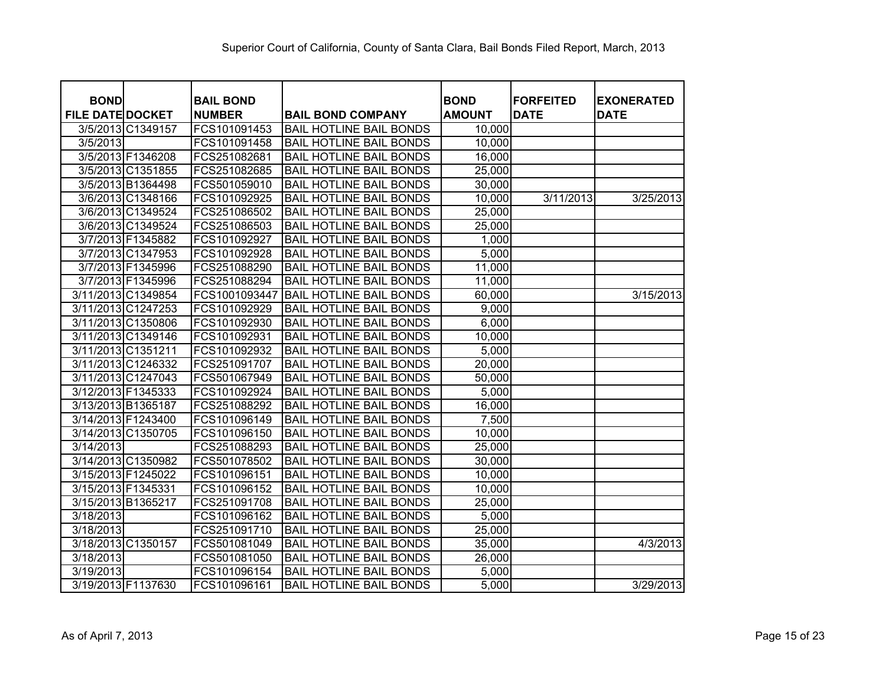Superior Court of California, County of Santa Clara, Bail Bonds Filed Report, March, 2013

| BOND FILE DATE | DOCKET | BAIL BOND NUMBER | BAIL BOND COMPANY | BOND AMOUNT | FORFEITED DATE | EXONERATED DATE |
|---|---|---|---|---|---|---|
| 3/5/2013 | C1349157 | FCS101091453 | BAIL HOTLINE BAIL BONDS | 10,000 | | |
| 3/5/2013 | | FCS101091458 | BAIL HOTLINE BAIL BONDS | 10,000 | | |
| 3/5/2013 | F1346208 | FCS251082681 | BAIL HOTLINE BAIL BONDS | 16,000 | | |
| 3/5/2013 | C1351855 | FCS251082685 | BAIL HOTLINE BAIL BONDS | 25,000 | | |
| 3/5/2013 | B1364498 | FCS501059010 | BAIL HOTLINE BAIL BONDS | 30,000 | | |
| 3/6/2013 | C1348166 | FCS101092925 | BAIL HOTLINE BAIL BONDS | 10,000 | 3/11/2013 | 3/25/2013 |
| 3/6/2013 | C1349524 | FCS251086502 | BAIL HOTLINE BAIL BONDS | 25,000 | | |
| 3/6/2013 | C1349524 | FCS251086503 | BAIL HOTLINE BAIL BONDS | 25,000 | | |
| 3/7/2013 | F1345882 | FCS101092927 | BAIL HOTLINE BAIL BONDS | 1,000 | | |
| 3/7/2013 | C1347953 | FCS101092928 | BAIL HOTLINE BAIL BONDS | 5,000 | | |
| 3/7/2013 | F1345996 | FCS251088290 | BAIL HOTLINE BAIL BONDS | 11,000 | | |
| 3/7/2013 | F1345996 | FCS251088294 | BAIL HOTLINE BAIL BONDS | 11,000 | | |
| 3/11/2013 | C1349854 | FCS1001093447 | BAIL HOTLINE BAIL BONDS | 60,000 | | 3/15/2013 |
| 3/11/2013 | C1247253 | FCS101092929 | BAIL HOTLINE BAIL BONDS | 9,000 | | |
| 3/11/2013 | C1350806 | FCS101092930 | BAIL HOTLINE BAIL BONDS | 6,000 | | |
| 3/11/2013 | C1349146 | FCS101092931 | BAIL HOTLINE BAIL BONDS | 10,000 | | |
| 3/11/2013 | C1351211 | FCS101092932 | BAIL HOTLINE BAIL BONDS | 5,000 | | |
| 3/11/2013 | C1246332 | FCS251091707 | BAIL HOTLINE BAIL BONDS | 20,000 | | |
| 3/11/2013 | C1247043 | FCS501067949 | BAIL HOTLINE BAIL BONDS | 50,000 | | |
| 3/12/2013 | F1345333 | FCS101092924 | BAIL HOTLINE BAIL BONDS | 5,000 | | |
| 3/13/2013 | B1365187 | FCS251088292 | BAIL HOTLINE BAIL BONDS | 16,000 | | |
| 3/14/2013 | F1243400 | FCS101096149 | BAIL HOTLINE BAIL BONDS | 7,500 | | |
| 3/14/2013 | C1350705 | FCS101096150 | BAIL HOTLINE BAIL BONDS | 10,000 | | |
| 3/14/2013 | | FCS251088293 | BAIL HOTLINE BAIL BONDS | 25,000 | | |
| 3/14/2013 | C1350982 | FCS501078502 | BAIL HOTLINE BAIL BONDS | 30,000 | | |
| 3/15/2013 | F1245022 | FCS101096151 | BAIL HOTLINE BAIL BONDS | 10,000 | | |
| 3/15/2013 | F1345331 | FCS101096152 | BAIL HOTLINE BAIL BONDS | 10,000 | | |
| 3/15/2013 | B1365217 | FCS251091708 | BAIL HOTLINE BAIL BONDS | 25,000 | | |
| 3/18/2013 | | FCS101096162 | BAIL HOTLINE BAIL BONDS | 5,000 | | |
| 3/18/2013 | | FCS251091710 | BAIL HOTLINE BAIL BONDS | 25,000 | | |
| 3/18/2013 | C1350157 | FCS501081049 | BAIL HOTLINE BAIL BONDS | 35,000 | | 4/3/2013 |
| 3/18/2013 | | FCS501081050 | BAIL HOTLINE BAIL BONDS | 26,000 | | |
| 3/19/2013 | | FCS101096154 | BAIL HOTLINE BAIL BONDS | 5,000 | | |
| 3/19/2013 | F1137630 | FCS101096161 | BAIL HOTLINE BAIL BONDS | 5,000 | | 3/29/2013 |

As of April 7, 2013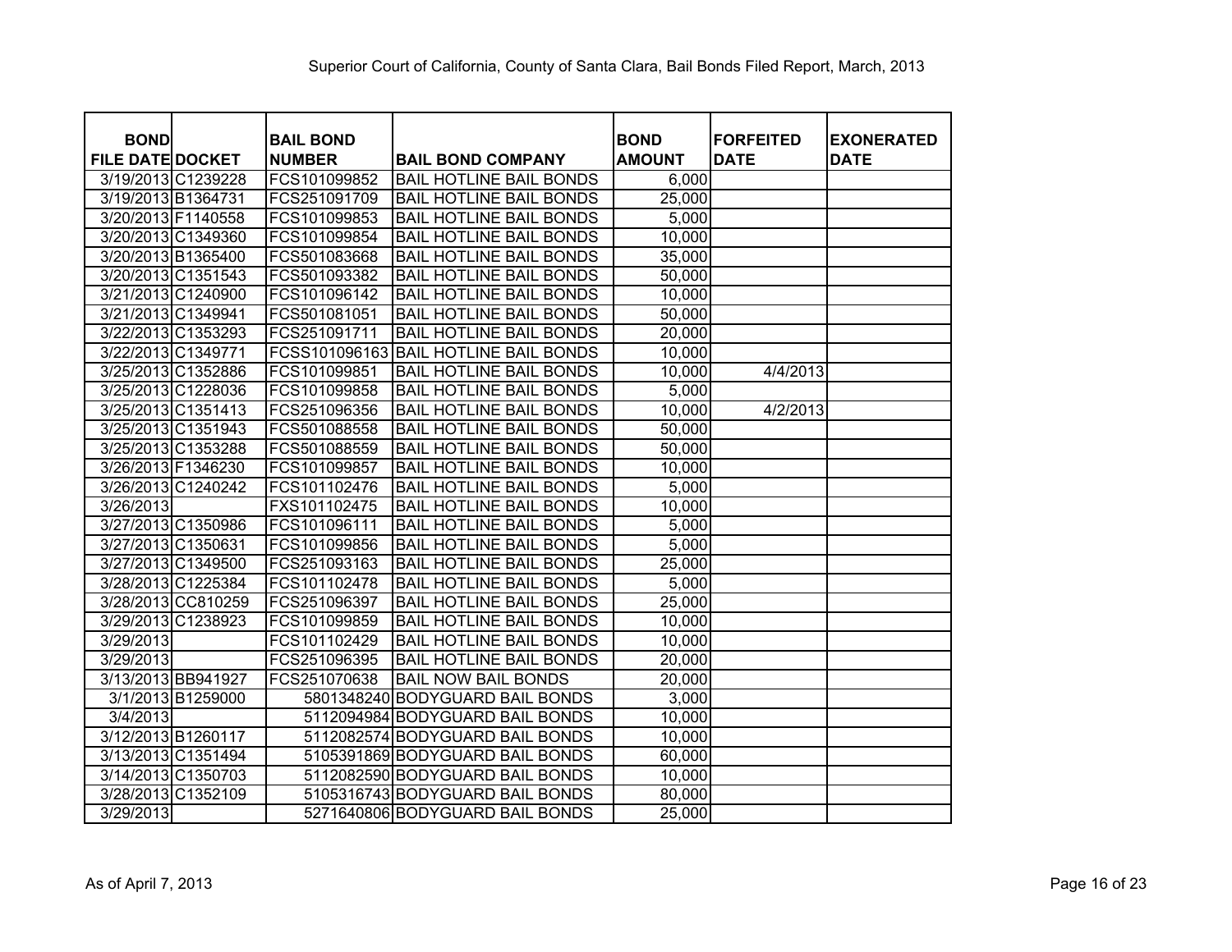Superior Court of California, County of Santa Clara, Bail Bonds Filed Report, March, 2013

| BOND FILE DATE | DOCKET | BAIL BOND NUMBER | BAIL BOND COMPANY | BOND AMOUNT | FORFEITED DATE | EXONERATED DATE |
|---|---|---|---|---|---|---|
| 3/19/2013 | C1239228 | FCS101099852 | BAIL HOTLINE BAIL BONDS | 6,000 | | |
| 3/19/2013 | B1364731 | FCS251091709 | BAIL HOTLINE BAIL BONDS | 25,000 | | |
| 3/20/2013 | F1140558 | FCS101099853 | BAIL HOTLINE BAIL BONDS | 5,000 | | |
| 3/20/2013 | C1349360 | FCS101099854 | BAIL HOTLINE BAIL BONDS | 10,000 | | |
| 3/20/2013 | B1365400 | FCS501083668 | BAIL HOTLINE BAIL BONDS | 35,000 | | |
| 3/20/2013 | C1351543 | FCS501093382 | BAIL HOTLINE BAIL BONDS | 50,000 | | |
| 3/21/2013 | C1240900 | FCS101096142 | BAIL HOTLINE BAIL BONDS | 10,000 | | |
| 3/21/2013 | C1349941 | FCS501081051 | BAIL HOTLINE BAIL BONDS | 50,000 | | |
| 3/22/2013 | C1353293 | FCS251091711 | BAIL HOTLINE BAIL BONDS | 20,000 | | |
| 3/22/2013 | C1349771 | FCSS101096163 | BAIL HOTLINE BAIL BONDS | 10,000 | | |
| 3/25/2013 | C1352886 | FCS101099851 | BAIL HOTLINE BAIL BONDS | 10,000 | 4/4/2013 | |
| 3/25/2013 | C1228036 | FCS101099858 | BAIL HOTLINE BAIL BONDS | 5,000 | | |
| 3/25/2013 | C1351413 | FCS251096356 | BAIL HOTLINE BAIL BONDS | 10,000 | 4/2/2013 | |
| 3/25/2013 | C1351943 | FCS501088558 | BAIL HOTLINE BAIL BONDS | 50,000 | | |
| 3/25/2013 | C1353288 | FCS501088559 | BAIL HOTLINE BAIL BONDS | 50,000 | | |
| 3/26/2013 | F1346230 | FCS101099857 | BAIL HOTLINE BAIL BONDS | 10,000 | | |
| 3/26/2013 | C1240242 | FCS101102476 | BAIL HOTLINE BAIL BONDS | 5,000 | | |
| 3/26/2013 | | FXS101102475 | BAIL HOTLINE BAIL BONDS | 10,000 | | |
| 3/27/2013 | C1350986 | FCS101096111 | BAIL HOTLINE BAIL BONDS | 5,000 | | |
| 3/27/2013 | C1350631 | FCS101099856 | BAIL HOTLINE BAIL BONDS | 5,000 | | |
| 3/27/2013 | C1349500 | FCS251093163 | BAIL HOTLINE BAIL BONDS | 25,000 | | |
| 3/28/2013 | C1225384 | FCS101102478 | BAIL HOTLINE BAIL BONDS | 5,000 | | |
| 3/28/2013 | CC810259 | FCS251096397 | BAIL HOTLINE BAIL BONDS | 25,000 | | |
| 3/29/2013 | C1238923 | FCS101099859 | BAIL HOTLINE BAIL BONDS | 10,000 | | |
| 3/29/2013 | | FCS101102429 | BAIL HOTLINE BAIL BONDS | 10,000 | | |
| 3/29/2013 | | FCS251096395 | BAIL HOTLINE BAIL BONDS | 20,000 | | |
| 3/13/2013 | BB941927 | FCS251070638 | BAIL NOW BAIL BONDS | 20,000 | | |
| 3/1/2013 | B1259000 | 5801348240 | BODYGUARD BAIL BONDS | 3,000 | | |
| 3/4/2013 | | 5112094984 | BODYGUARD BAIL BONDS | 10,000 | | |
| 3/12/2013 | B1260117 | 5112082574 | BODYGUARD BAIL BONDS | 10,000 | | |
| 3/13/2013 | C1351494 | 5105391869 | BODYGUARD BAIL BONDS | 60,000 | | |
| 3/14/2013 | C1350703 | 5112082590 | BODYGUARD BAIL BONDS | 10,000 | | |
| 3/28/2013 | C1352109 | 5105316743 | BODYGUARD BAIL BONDS | 80,000 | | |
| 3/29/2013 | | 5271640806 | BODYGUARD BAIL BONDS | 25,000 | | |

As of April 7, 2013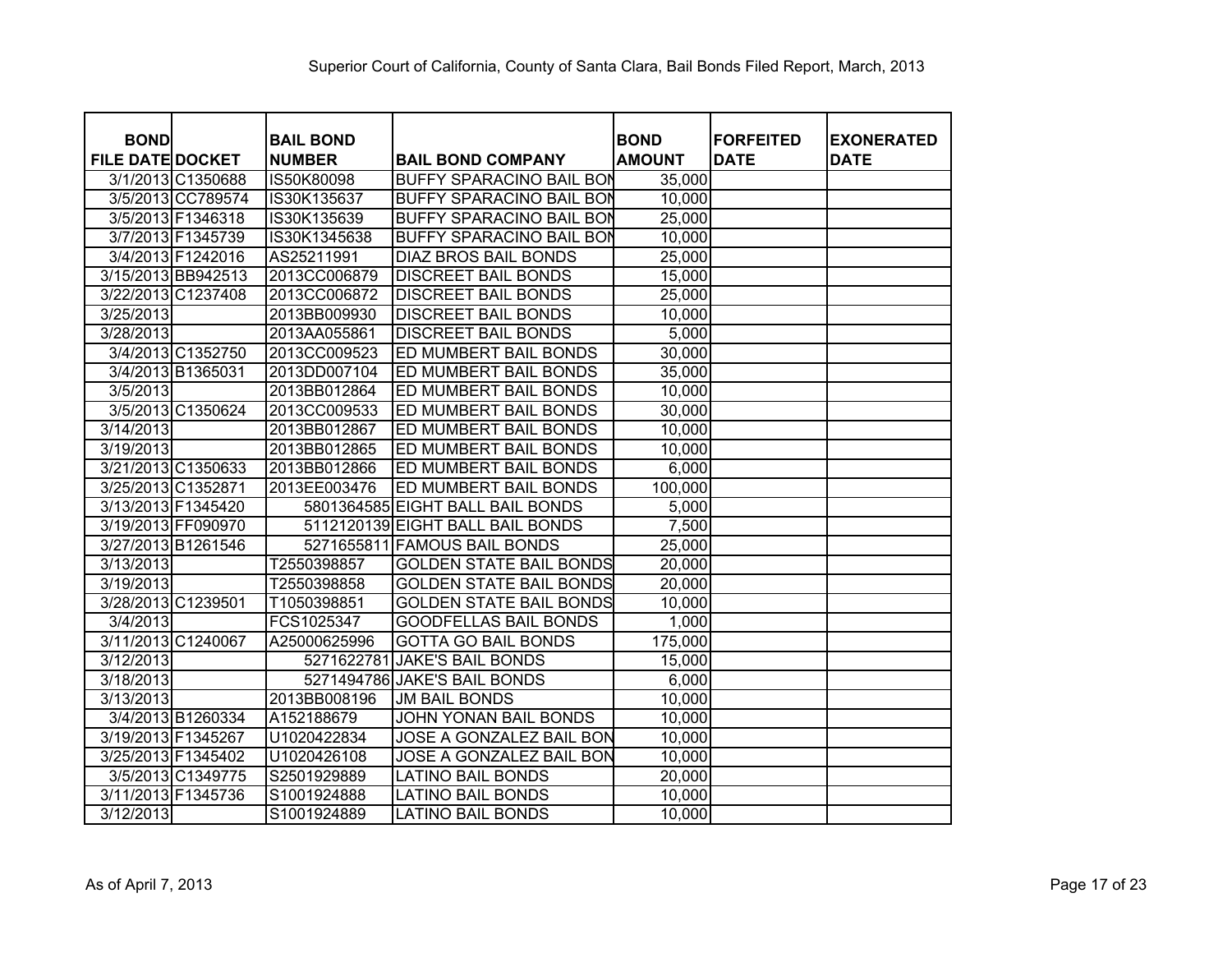Superior Court of California, County of Santa Clara, Bail Bonds Filed Report, March, 2013

| BOND FILE DATE | DOCKET | BAIL BOND NUMBER | BAIL BOND COMPANY | BOND AMOUNT | FORFEITED DATE | EXONERATED DATE |
|---|---|---|---|---|---|---|
| 3/1/2013 | C1350688 | IS50K80098 | BUFFY SPARACINO BAIL BON | 35,000 | | |
| 3/5/2013 | CC789574 | IS30K135637 | BUFFY SPARACINO BAIL BON | 10,000 | | |
| 3/5/2013 | F1346318 | IS30K135639 | BUFFY SPARACINO BAIL BON | 25,000 | | |
| 3/7/2013 | F1345739 | IS30K1345638 | BUFFY SPARACINO BAIL BON | 10,000 | | |
| 3/4/2013 | F1242016 | AS25211991 | DIAZ BROS BAIL BONDS | 25,000 | | |
| 3/15/2013 | BB942513 | 2013CC006879 | DISCREET BAIL BONDS | 15,000 | | |
| 3/22/2013 | C1237408 | 2013CC006872 | DISCREET BAIL BONDS | 25,000 | | |
| 3/25/2013 | | 2013BB009930 | DISCREET BAIL BONDS | 10,000 | | |
| 3/28/2013 | | 2013AA055861 | DISCREET BAIL BONDS | 5,000 | | |
| 3/4/2013 | C1352750 | 2013CC009523 | ED MUMBERT BAIL BONDS | 30,000 | | |
| 3/4/2013 | B1365031 | 2013DD007104 | ED MUMBERT BAIL BONDS | 35,000 | | |
| 3/5/2013 | | 2013BB012864 | ED MUMBERT BAIL BONDS | 10,000 | | |
| 3/5/2013 | C1350624 | 2013CC009533 | ED MUMBERT BAIL BONDS | 30,000 | | |
| 3/14/2013 | | 2013BB012867 | ED MUMBERT BAIL BONDS | 10,000 | | |
| 3/19/2013 | | 2013BB012865 | ED MUMBERT BAIL BONDS | 10,000 | | |
| 3/21/2013 | C1350633 | 2013BB012866 | ED MUMBERT BAIL BONDS | 6,000 | | |
| 3/25/2013 | C1352871 | 2013EE003476 | ED MUMBERT BAIL BONDS | 100,000 | | |
| 3/13/2013 | F1345420 | 5801364585 | EIGHT BALL BAIL BONDS | 5,000 | | |
| 3/19/2013 | FF090970 | 5112120139 | EIGHT BALL BAIL BONDS | 7,500 | | |
| 3/27/2013 | B1261546 | 5271655811 | FAMOUS BAIL BONDS | 25,000 | | |
| 3/13/2013 | | T2550398857 | GOLDEN STATE BAIL BONDS | 20,000 | | |
| 3/19/2013 | | T2550398858 | GOLDEN STATE BAIL BONDS | 20,000 | | |
| 3/28/2013 | C1239501 | T1050398851 | GOLDEN STATE BAIL BONDS | 10,000 | | |
| 3/4/2013 | | FCS1025347 | GOODFELLAS BAIL BONDS | 1,000 | | |
| 3/11/2013 | C1240067 | A25000625996 | GOTTA GO BAIL BONDS | 175,000 | | |
| 3/12/2013 | | 5271622781 | JAKE'S BAIL BONDS | 15,000 | | |
| 3/18/2013 | | 5271494786 | JAKE'S BAIL BONDS | 6,000 | | |
| 3/13/2013 | | 2013BB008196 | JM BAIL BONDS | 10,000 | | |
| 3/4/2013 | B1260334 | A152188679 | JOHN YONAN BAIL BONDS | 10,000 | | |
| 3/19/2013 | F1345267 | U1020422834 | JOSE A GONZALEZ BAIL BON | 10,000 | | |
| 3/25/2013 | F1345402 | U1020426108 | JOSE A GONZALEZ BAIL BON | 10,000 | | |
| 3/5/2013 | C1349775 | S2501929889 | LATINO BAIL BONDS | 20,000 | | |
| 3/11/2013 | F1345736 | S1001924888 | LATINO BAIL BONDS | 10,000 | | |
| 3/12/2013 | | S1001924889 | LATINO BAIL BONDS | 10,000 | | |

As of April 7, 2013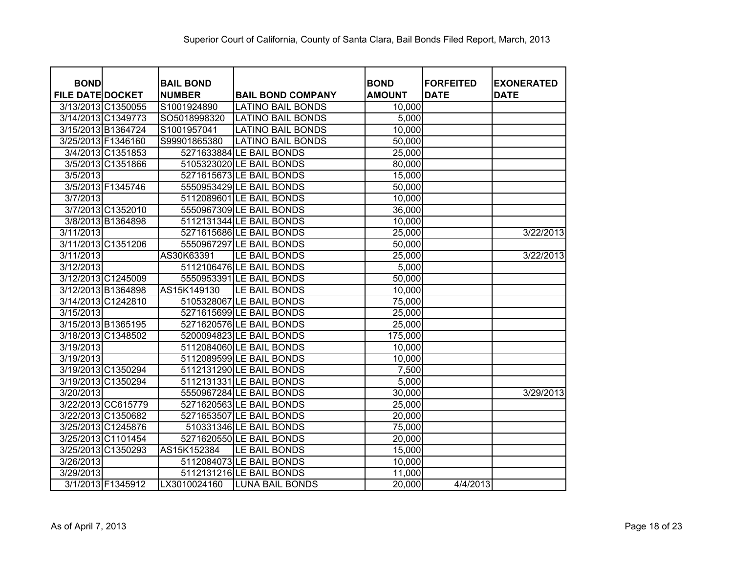Superior Court of California, County of Santa Clara, Bail Bonds Filed Report, March, 2013

| BOND FILE DATE | DOCKET | BAIL BOND NUMBER | BAIL BOND COMPANY | BOND AMOUNT | FORFEITED DATE | EXONERATED DATE |
|---|---|---|---|---|---|---|
| 3/13/2013 | C1350055 | S1001924890 | LATINO BAIL BONDS | 10,000 | | |
| 3/14/2013 | C1349773 | SO5018998320 | LATINO BAIL BONDS | 5,000 | | |
| 3/15/2013 | B1364724 | S1001957041 | LATINO BAIL BONDS | 10,000 | | |
| 3/25/2013 | F1346160 | S99901865380 | LATINO BAIL BONDS | 50,000 | | |
| 3/4/2013 | C1351853 | 5271633884 | LE BAIL BONDS | 25,000 | | |
| 3/5/2013 | C1351866 | 5105323020 | LE BAIL BONDS | 80,000 | | |
| 3/5/2013 | | 5271615673 | LE BAIL BONDS | 15,000 | | |
| 3/5/2013 | F1345746 | 5550953429 | LE BAIL BONDS | 50,000 | | |
| 3/7/2013 | | 5112089601 | LE BAIL BONDS | 10,000 | | |
| 3/7/2013 | C1352010 | 5550967309 | LE BAIL BONDS | 36,000 | | |
| 3/8/2013 | B1364898 | 5112131344 | LE BAIL BONDS | 10,000 | | |
| 3/11/2013 | | 5271615686 | LE BAIL BONDS | 25,000 | | 3/22/2013 |
| 3/11/2013 | C1351206 | 5550967297 | LE BAIL BONDS | 50,000 | | |
| 3/11/2013 | | AS30K63391 | LE BAIL BONDS | 25,000 | | 3/22/2013 |
| 3/12/2013 | | 5112106476 | LE BAIL BONDS | 5,000 | | |
| 3/12/2013 | C1245009 | 5550953391 | LE BAIL BONDS | 50,000 | | |
| 3/12/2013 | B1364898 | AS15K149130 | LE BAIL BONDS | 10,000 | | |
| 3/14/2013 | C1242810 | 5105328067 | LE BAIL BONDS | 75,000 | | |
| 3/15/2013 | | 5271615699 | LE BAIL BONDS | 25,000 | | |
| 3/15/2013 | B1365195 | 5271620576 | LE BAIL BONDS | 25,000 | | |
| 3/18/2013 | C1348502 | 5200094823 | LE BAIL BONDS | 175,000 | | |
| 3/19/2013 | | 5112084060 | LE BAIL BONDS | 10,000 | | |
| 3/19/2013 | | 5112089599 | LE BAIL BONDS | 10,000 | | |
| 3/19/2013 | C1350294 | 5112131290 | LE BAIL BONDS | 7,500 | | |
| 3/19/2013 | C1350294 | 5112131331 | LE BAIL BONDS | 5,000 | | |
| 3/20/2013 | | 5550967284 | LE BAIL BONDS | 30,000 | | 3/29/2013 |
| 3/22/2013 | CC615779 | 5271620563 | LE BAIL BONDS | 25,000 | | |
| 3/22/2013 | C1350682 | 5271653507 | LE BAIL BONDS | 20,000 | | |
| 3/25/2013 | C1245876 | 510331346 | LE BAIL BONDS | 75,000 | | |
| 3/25/2013 | C1101454 | 5271620550 | LE BAIL BONDS | 20,000 | | |
| 3/25/2013 | C1350293 | AS15K152384 | LE BAIL BONDS | 15,000 | | |
| 3/26/2013 | | 5112084073 | LE BAIL BONDS | 10,000 | | |
| 3/29/2013 | | 5112131216 | LE BAIL BONDS | 11,000 | | |
| 3/1/2013 | F1345912 | LX3010024160 | LUNA BAIL BONDS | 20,000 | 4/4/2013 | |

As of April 7, 2013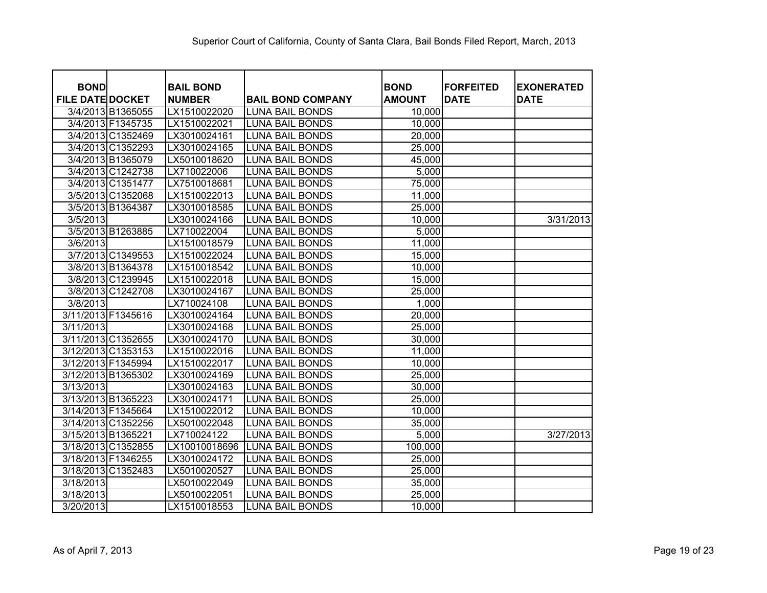Superior Court of California, County of Santa Clara, Bail Bonds Filed Report, March, 2013

| BOND FILE DATE | DOCKET | BAIL BOND NUMBER | BAIL BOND COMPANY | BOND AMOUNT | FORFEITED DATE | EXONERATED DATE |
|---|---|---|---|---|---|---|
| 3/4/2013 | B1365055 | LX1510022020 | LUNA BAIL BONDS | 10,000 | | |
| 3/4/2013 | F1345735 | LX1510022021 | LUNA BAIL BONDS | 10,000 | | |
| 3/4/2013 | C1352469 | LX3010024161 | LUNA BAIL BONDS | 20,000 | | |
| 3/4/2013 | C1352293 | LX3010024165 | LUNA BAIL BONDS | 25,000 | | |
| 3/4/2013 | B1365079 | LX5010018620 | LUNA BAIL BONDS | 45,000 | | |
| 3/4/2013 | C1242738 | LX710022006 | LUNA BAIL BONDS | 5,000 | | |
| 3/4/2013 | C1351477 | LX7510018681 | LUNA BAIL BONDS | 75,000 | | |
| 3/5/2013 | C1352068 | LX1510022013 | LUNA BAIL BONDS | 11,000 | | |
| 3/5/2013 | B1364387 | LX3010018585 | LUNA BAIL BONDS | 25,000 | | |
| 3/5/2013 | | LX3010024166 | LUNA BAIL BONDS | 10,000 | | 3/31/2013 |
| 3/5/2013 | B1263885 | LX710022004 | LUNA BAIL BONDS | 5,000 | | |
| 3/6/2013 | | LX1510018579 | LUNA BAIL BONDS | 11,000 | | |
| 3/7/2013 | C1349553 | LX1510022024 | LUNA BAIL BONDS | 15,000 | | |
| 3/8/2013 | B1364378 | LX1510018542 | LUNA BAIL BONDS | 10,000 | | |
| 3/8/2013 | C1239945 | LX1510022018 | LUNA BAIL BONDS | 15,000 | | |
| 3/8/2013 | C1242708 | LX3010024167 | LUNA BAIL BONDS | 25,000 | | |
| 3/8/2013 | | LX710024108 | LUNA BAIL BONDS | 1,000 | | |
| 3/11/2013 | F1345616 | LX3010024164 | LUNA BAIL BONDS | 20,000 | | |
| 3/11/2013 | | LX3010024168 | LUNA BAIL BONDS | 25,000 | | |
| 3/11/2013 | C1352655 | LX3010024170 | LUNA BAIL BONDS | 30,000 | | |
| 3/12/2013 | C1353153 | LX1510022016 | LUNA BAIL BONDS | 11,000 | | |
| 3/12/2013 | F1345994 | LX1510022017 | LUNA BAIL BONDS | 10,000 | | |
| 3/12/2013 | B1365302 | LX3010024169 | LUNA BAIL BONDS | 25,000 | | |
| 3/13/2013 | | LX3010024163 | LUNA BAIL BONDS | 30,000 | | |
| 3/13/2013 | B1365223 | LX3010024171 | LUNA BAIL BONDS | 25,000 | | |
| 3/14/2013 | F1345664 | LX1510022012 | LUNA BAIL BONDS | 10,000 | | |
| 3/14/2013 | C1352256 | LX5010022048 | LUNA BAIL BONDS | 35,000 | | |
| 3/15/2013 | B1365221 | LX710024122 | LUNA BAIL BONDS | 5,000 | | 3/27/2013 |
| 3/18/2013 | C1352855 | LX10010018696 | LUNA BAIL BONDS | 100,000 | | |
| 3/18/2013 | F1346255 | LX3010024172 | LUNA BAIL BONDS | 25,000 | | |
| 3/18/2013 | C1352483 | LX5010020527 | LUNA BAIL BONDS | 25,000 | | |
| 3/18/2013 | | LX5010022049 | LUNA BAIL BONDS | 35,000 | | |
| 3/18/2013 | | LX5010022051 | LUNA BAIL BONDS | 25,000 | | |
| 3/20/2013 | | LX1510018553 | LUNA BAIL BONDS | 10,000 | | |

As of April 7, 2013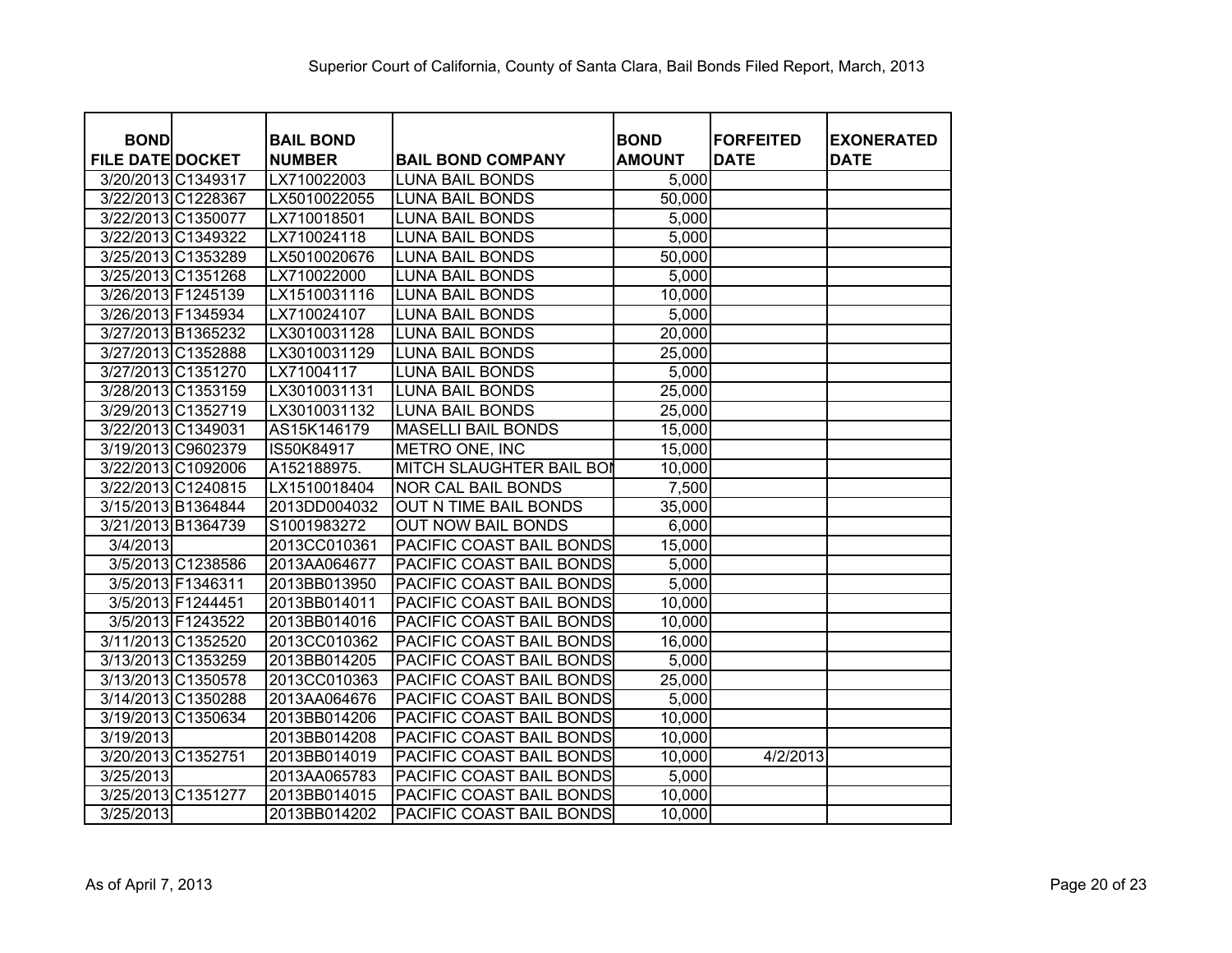# Superior Court of California, County of Santa Clara, Bail Bonds Filed Report, March, 2013

| BOND FILE DATE | DOCKET | BAIL BOND NUMBER | BAIL BOND COMPANY | BOND AMOUNT | FORFEITED DATE | EXONERATED DATE |
|---|---|---|---|---|---|---|
| 3/20/2013 | C1349317 | LX710022003 | LUNA BAIL BONDS | 5,000 | | |
| 3/22/2013 | C1228367 | LX5010022055 | LUNA BAIL BONDS | 50,000 | | |
| 3/22/2013 | C1350077 | LX710018501 | LUNA BAIL BONDS | 5,000 | | |
| 3/22/2013 | C1349322 | LX710024118 | LUNA BAIL BONDS | 5,000 | | |
| 3/25/2013 | C1353289 | LX5010020676 | LUNA BAIL BONDS | 50,000 | | |
| 3/25/2013 | C1351268 | LX710022000 | LUNA BAIL BONDS | 5,000 | | |
| 3/26/2013 | F1245139 | LX1510031116 | LUNA BAIL BONDS | 10,000 | | |
| 3/26/2013 | F1345934 | LX710024107 | LUNA BAIL BONDS | 5,000 | | |
| 3/27/2013 | B1365232 | LX3010031128 | LUNA BAIL BONDS | 20,000 | | |
| 3/27/2013 | C1352888 | LX3010031129 | LUNA BAIL BONDS | 25,000 | | |
| 3/27/2013 | C1351270 | LX71004117 | LUNA BAIL BONDS | 5,000 | | |
| 3/28/2013 | C1353159 | LX3010031131 | LUNA BAIL BONDS | 25,000 | | |
| 3/29/2013 | C1352719 | LX3010031132 | LUNA BAIL BONDS | 25,000 | | |
| 3/22/2013 | C1349031 | AS15K146179 | MASELLI BAIL BONDS | 15,000 | | |
| 3/19/2013 | C9602379 | IS50K84917 | METRO ONE, INC | 15,000 | | |
| 3/22/2013 | C1092006 | A152188975. | MITCH SLAUGHTER BAIL BON | 10,000 | | |
| 3/22/2013 | C1240815 | LX1510018404 | NOR CAL BAIL BONDS | 7,500 | | |
| 3/15/2013 | B1364844 | 2013DD004032 | OUT N TIME BAIL BONDS | 35,000 | | |
| 3/21/2013 | B1364739 | S1001983272 | OUT NOW BAIL BONDS | 6,000 | | |
| 3/4/2013 | | 2013CC010361 | PACIFIC COAST BAIL BONDS | 15,000 | | |
| 3/5/2013 | C1238586 | 2013AA064677 | PACIFIC COAST BAIL BONDS | 5,000 | | |
| 3/5/2013 | F1346311 | 2013BB013950 | PACIFIC COAST BAIL BONDS | 5,000 | | |
| 3/5/2013 | F1244451 | 2013BB014011 | PACIFIC COAST BAIL BONDS | 10,000 | | |
| 3/5/2013 | F1243522 | 2013BB014016 | PACIFIC COAST BAIL BONDS | 10,000 | | |
| 3/11/2013 | C1352520 | 2013CC010362 | PACIFIC COAST BAIL BONDS | 16,000 | | |
| 3/13/2013 | C1353259 | 2013BB014205 | PACIFIC COAST BAIL BONDS | 5,000 | | |
| 3/13/2013 | C1350578 | 2013CC010363 | PACIFIC COAST BAIL BONDS | 25,000 | | |
| 3/14/2013 | C1350288 | 2013AA064676 | PACIFIC COAST BAIL BONDS | 5,000 | | |
| 3/19/2013 | C1350634 | 2013BB014206 | PACIFIC COAST BAIL BONDS | 10,000 | | |
| 3/19/2013 | | 2013BB014208 | PACIFIC COAST BAIL BONDS | 10,000 | | |
| 3/20/2013 | C1352751 | 2013BB014019 | PACIFIC COAST BAIL BONDS | 10,000 | 4/2/2013 | |
| 3/25/2013 | | 2013AA065783 | PACIFIC COAST BAIL BONDS | 5,000 | | |
| 3/25/2013 | C1351277 | 2013BB014015 | PACIFIC COAST BAIL BONDS | 10,000 | | |
| 3/25/2013 | | 2013BB014202 | PACIFIC COAST BAIL BONDS | 10,000 | | |

As of April 7, 2013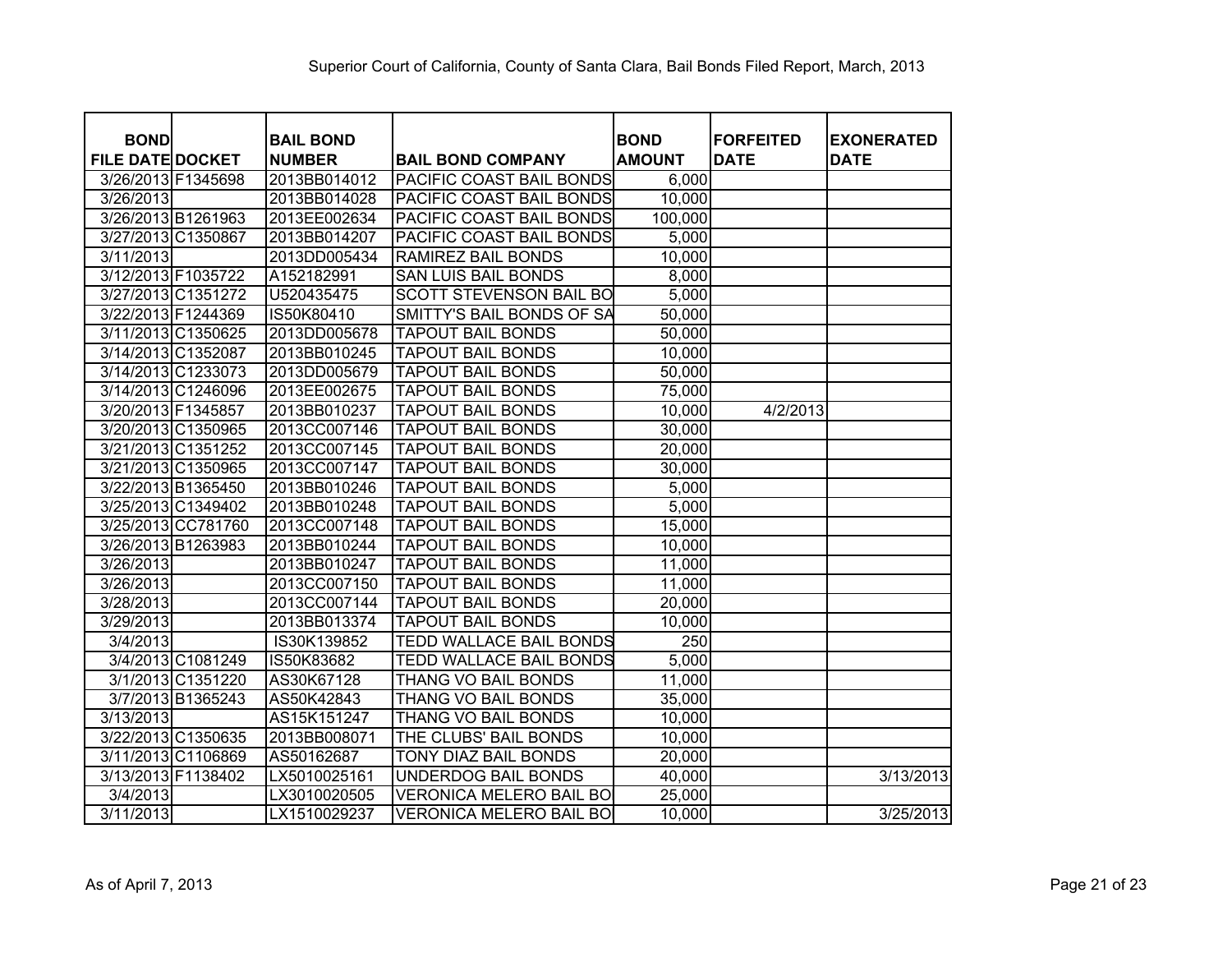Superior Court of California, County of Santa Clara, Bail Bonds Filed Report, March, 2013

| BOND FILE DATE | DOCKET | BAIL BOND NUMBER | BAIL BOND COMPANY | BOND AMOUNT | FORFEITED DATE | EXONERATED DATE |
|---|---|---|---|---|---|---|
| 3/26/2013 | F1345698 | 2013BB014012 | PACIFIC COAST BAIL BONDS | 6,000 | | |
| 3/26/2013 | | 2013BB014028 | PACIFIC COAST BAIL BONDS | 10,000 | | |
| 3/26/2013 | B1261963 | 2013EE002634 | PACIFIC COAST BAIL BONDS | 100,000 | | |
| 3/27/2013 | C1350867 | 2013BB014207 | PACIFIC COAST BAIL BONDS | 5,000 | | |
| 3/11/2013 | | 2013DD005434 | RAMIREZ BAIL BONDS | 10,000 | | |
| 3/12/2013 | F1035722 | A152182991 | SAN LUIS BAIL BONDS | 8,000 | | |
| 3/27/2013 | C1351272 | U520435475 | SCOTT STEVENSON BAIL BO | 5,000 | | |
| 3/22/2013 | F1244369 | IS50K80410 | SMITTY'S BAIL BONDS OF SA | 50,000 | | |
| 3/11/2013 | C1350625 | 2013DD005678 | TAPOUT BAIL BONDS | 50,000 | | |
| 3/14/2013 | C1352087 | 2013BB010245 | TAPOUT BAIL BONDS | 10,000 | | |
| 3/14/2013 | C1233073 | 2013DD005679 | TAPOUT BAIL BONDS | 50,000 | | |
| 3/14/2013 | C1246096 | 2013EE002675 | TAPOUT BAIL BONDS | 75,000 | | |
| 3/20/2013 | F1345857 | 2013BB010237 | TAPOUT BAIL BONDS | 10,000 | 4/2/2013 | |
| 3/20/2013 | C1350965 | 2013CC007146 | TAPOUT BAIL BONDS | 30,000 | | |
| 3/21/2013 | C1351252 | 2013CC007145 | TAPOUT BAIL BONDS | 20,000 | | |
| 3/21/2013 | C1350965 | 2013CC007147 | TAPOUT BAIL BONDS | 30,000 | | |
| 3/22/2013 | B1365450 | 2013BB010246 | TAPOUT BAIL BONDS | 5,000 | | |
| 3/25/2013 | C1349402 | 2013BB010248 | TAPOUT BAIL BONDS | 5,000 | | |
| 3/25/2013 | CC781760 | 2013CC007148 | TAPOUT BAIL BONDS | 15,000 | | |
| 3/26/2013 | B1263983 | 2013BB010244 | TAPOUT BAIL BONDS | 10,000 | | |
| 3/26/2013 | | 2013BB010247 | TAPOUT BAIL BONDS | 11,000 | | |
| 3/26/2013 | | 2013CC007150 | TAPOUT BAIL BONDS | 11,000 | | |
| 3/28/2013 | | 2013CC007144 | TAPOUT BAIL BONDS | 20,000 | | |
| 3/29/2013 | | 2013BB013374 | TAPOUT BAIL BONDS | 10,000 | | |
| 3/4/2013 | | IS30K139852 | TEDD WALLACE BAIL BONDS | 250 | | |
| 3/4/2013 | C1081249 | IS50K83682 | TEDD WALLACE BAIL BONDS | 5,000 | | |
| 3/1/2013 | C1351220 | AS30K67128 | THANG VO BAIL BONDS | 11,000 | | |
| 3/7/2013 | B1365243 | AS50K42843 | THANG VO BAIL BONDS | 35,000 | | |
| 3/13/2013 | | AS15K151247 | THANG VO BAIL BONDS | 10,000 | | |
| 3/22/2013 | C1350635 | 2013BB008071 | THE CLUBS' BAIL BONDS | 10,000 | | |
| 3/11/2013 | C1106869 | AS50162687 | TONY DIAZ BAIL BONDS | 20,000 | | |
| 3/13/2013 | F1138402 | LX5010025161 | UNDERDOG BAIL BONDS | 40,000 | | 3/13/2013 |
| 3/4/2013 | | LX3010020505 | VERONICA MELERO BAIL BO | 25,000 | | |
| 3/11/2013 | | LX1510029237 | VERONICA MELERO BAIL BO | 10,000 | | 3/25/2013 |

As of April 7, 2013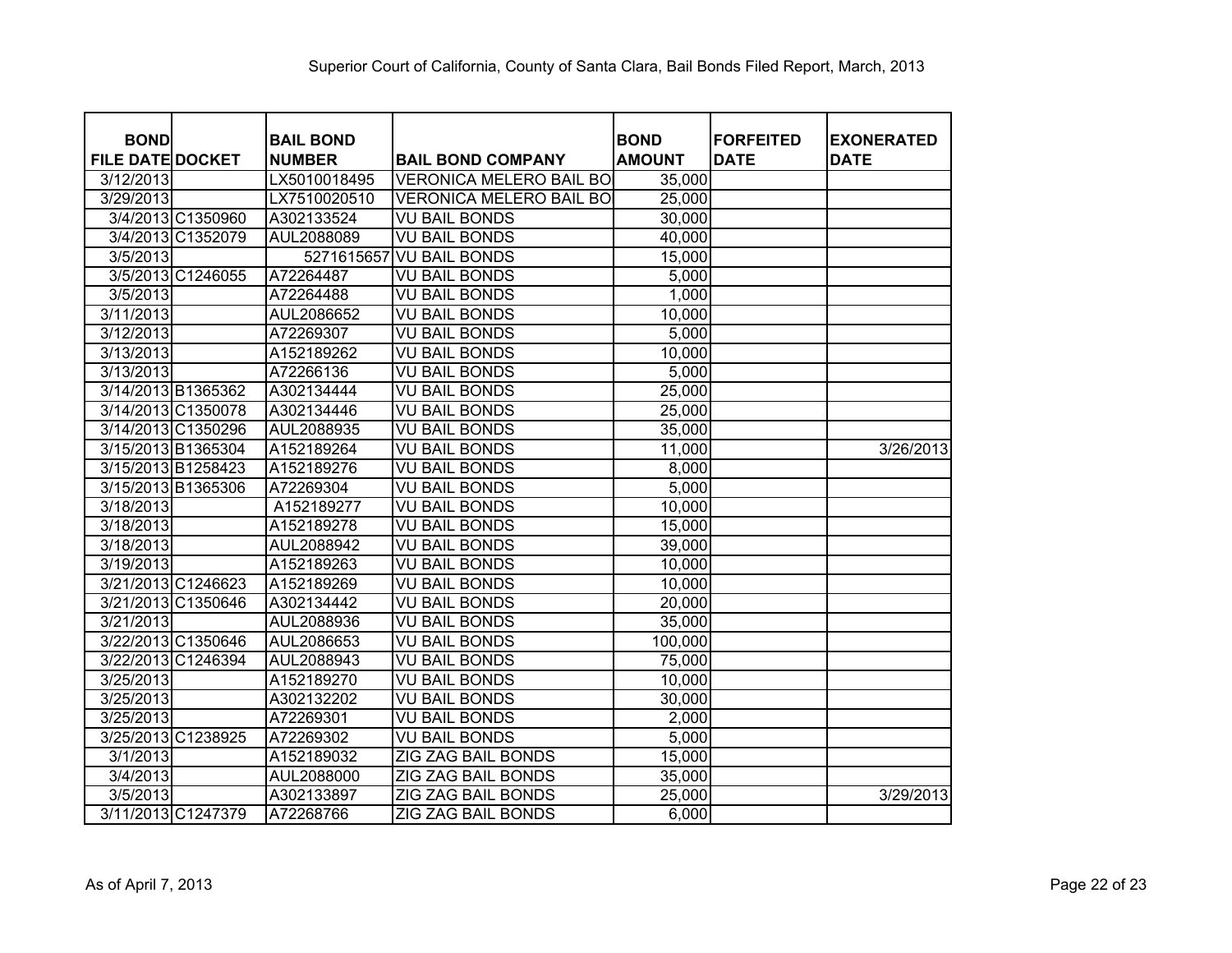Superior Court of California, County of Santa Clara, Bail Bonds Filed Report, March, 2013

| BOND FILE DATE | DOCKET | BAIL BOND NUMBER | BAIL BOND COMPANY | BOND AMOUNT | FORFEITED DATE | EXONERATED DATE |
|---|---|---|---|---|---|---|
| 3/12/2013 | | LX5010018495 | VERONICA MELERO BAIL BO | 35,000 | | |
| 3/29/2013 | | LX7510020510 | VERONICA MELERO BAIL BO | 25,000 | | |
| 3/4/2013 | C1350960 | A302133524 | VU BAIL BONDS | 30,000 | | |
| 3/4/2013 | C1352079 | AUL2088089 | VU BAIL BONDS | 40,000 | | |
| 3/5/2013 | | 5271615657 | VU BAIL BONDS | 15,000 | | |
| 3/5/2013 | C1246055 | A72264487 | VU BAIL BONDS | 5,000 | | |
| 3/5/2013 | | A72264488 | VU BAIL BONDS | 1,000 | | |
| 3/11/2013 | | AUL2086652 | VU BAIL BONDS | 10,000 | | |
| 3/12/2013 | | A72269307 | VU BAIL BONDS | 5,000 | | |
| 3/13/2013 | | A152189262 | VU BAIL BONDS | 10,000 | | |
| 3/13/2013 | | A72266136 | VU BAIL BONDS | 5,000 | | |
| 3/14/2013 | B1365362 | A302134444 | VU BAIL BONDS | 25,000 | | |
| 3/14/2013 | C1350078 | A302134446 | VU BAIL BONDS | 25,000 | | |
| 3/14/2013 | C1350296 | AUL2088935 | VU BAIL BONDS | 35,000 | | |
| 3/15/2013 | B1365304 | A152189264 | VU BAIL BONDS | 11,000 | | 3/26/2013 |
| 3/15/2013 | B1258423 | A152189276 | VU BAIL BONDS | 8,000 | | |
| 3/15/2013 | B1365306 | A72269304 | VU BAIL BONDS | 5,000 | | |
| 3/18/2013 | | A152189277 | VU BAIL BONDS | 10,000 | | |
| 3/18/2013 | | A152189278 | VU BAIL BONDS | 15,000 | | |
| 3/18/2013 | | AUL2088942 | VU BAIL BONDS | 39,000 | | |
| 3/19/2013 | | A152189263 | VU BAIL BONDS | 10,000 | | |
| 3/21/2013 | C1246623 | A152189269 | VU BAIL BONDS | 10,000 | | |
| 3/21/2013 | C1350646 | A302134442 | VU BAIL BONDS | 20,000 | | |
| 3/21/2013 | | AUL2088936 | VU BAIL BONDS | 35,000 | | |
| 3/22/2013 | C1350646 | AUL2086653 | VU BAIL BONDS | 100,000 | | |
| 3/22/2013 | C1246394 | AUL2088943 | VU BAIL BONDS | 75,000 | | |
| 3/25/2013 | | A152189270 | VU BAIL BONDS | 10,000 | | |
| 3/25/2013 | | A302132202 | VU BAIL BONDS | 30,000 | | |
| 3/25/2013 | | A72269301 | VU BAIL BONDS | 2,000 | | |
| 3/25/2013 | C1238925 | A72269302 | VU BAIL BONDS | 5,000 | | |
| 3/1/2013 | | A152189032 | ZIG ZAG BAIL BONDS | 15,000 | | |
| 3/4/2013 | | AUL2088000 | ZIG ZAG BAIL BONDS | 35,000 | | |
| 3/5/2013 | | A302133897 | ZIG ZAG BAIL BONDS | 25,000 | | 3/29/2013 |
| 3/11/2013 | C1247379 | A72268766 | ZIG ZAG BAIL BONDS | 6,000 | | |

As of April 7, 2013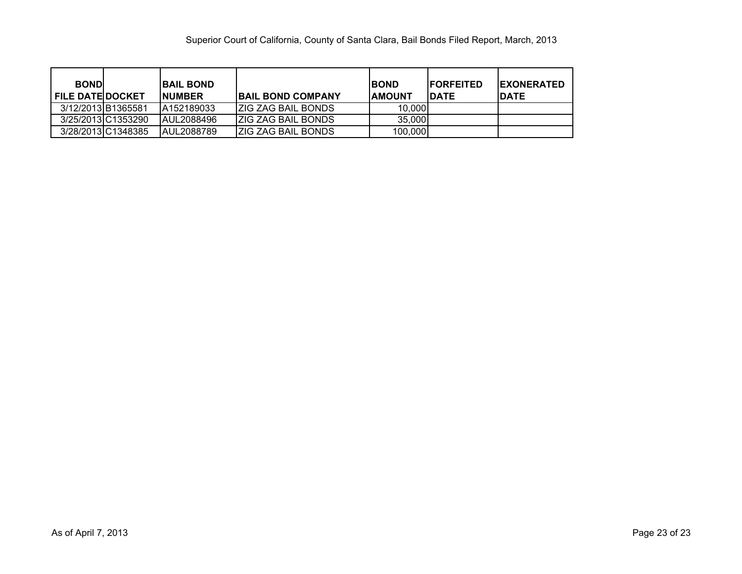| BOND FILE DATE | DOCKET | BAIL BOND NUMBER | BAIL BOND COMPANY | BOND AMOUNT | FORFEITED DATE | EXONERATED DATE |
|---|---|---|---|---|---|---|
| 3/12/2013 | B1365581 | A152189033 | ZIG ZAG BAIL BONDS | 10,000 | | |
| 3/25/2013 | C1353290 | AUL2088496 | ZIG ZAG BAIL BONDS | 35,000 | | |
| 3/28/2013 | C1348385 | AUL2088789 | ZIG ZAG BAIL BONDS | 100,000 | | |

As of April 7, 2013